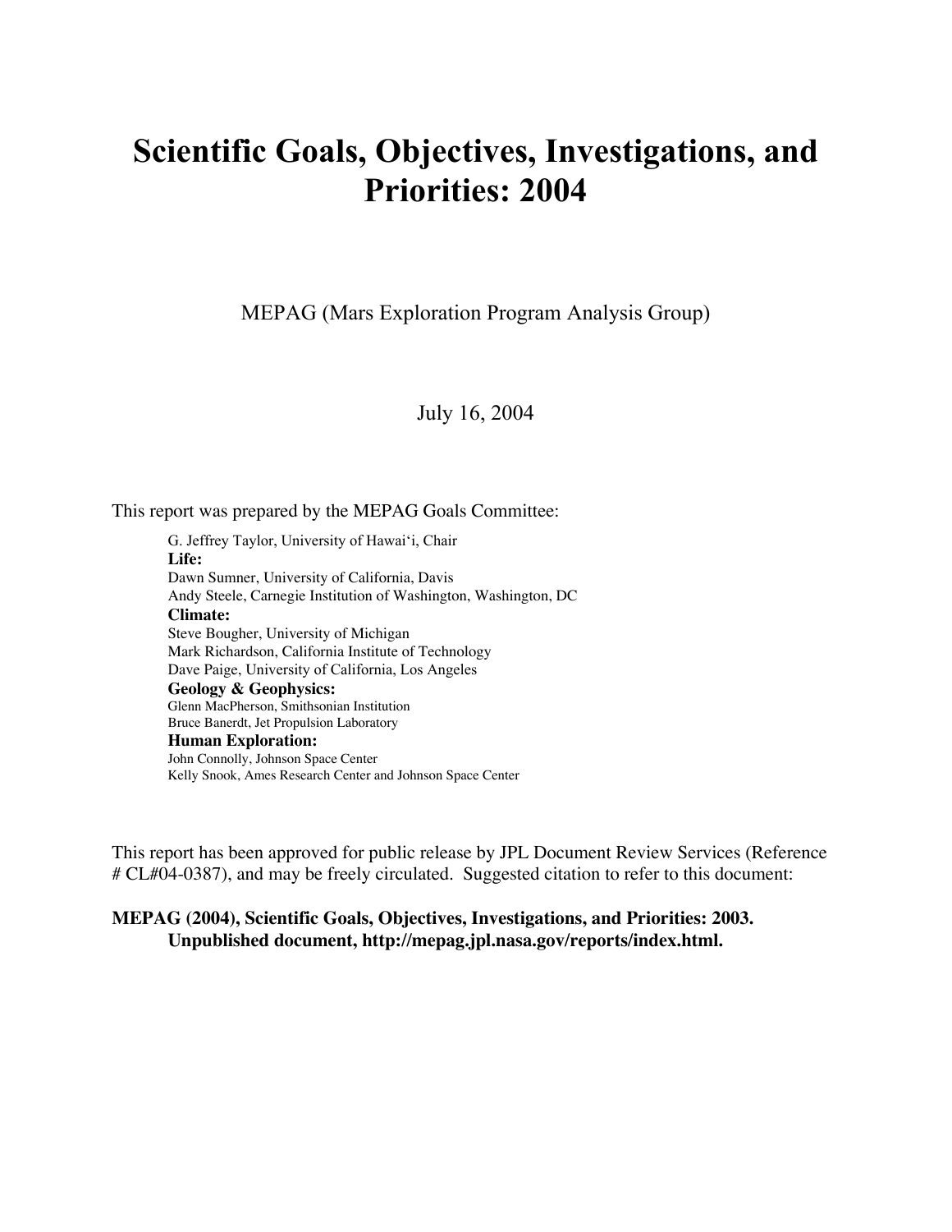# Scientific Goals, Objectives, Investigations, and Priorities: 2004

MEPAG (Mars Exploration Program Analysis Group)

July 16, 2004

This report was prepared by the MEPAG Goals Committee:

G. Jeffrey Taylor, University of Hawai'i, Chair
**Life:**
Dawn Sumner, University of California, Davis
Andy Steele, Carnegie Institution of Washington, Washington, DC
**Climate:**
Steve Bougher, University of Michigan
Mark Richardson, California Institute of Technology
Dave Paige, University of California, Los Angeles
**Geology & Geophysics:**
Glenn MacPherson, Smithsonian Institution
Bruce Banerdt, Jet Propulsion Laboratory
**Human Exploration:**
John Connolly, Johnson Space Center
Kelly Snook, Ames Research Center and Johnson Space Center

This report has been approved for public release by JPL Document Review Services (Reference # CL#04-0387), and may be freely circulated. Suggested citation to refer to this document:

**MEPAG (2004), Scientific Goals, Objectives, Investigations, and Priorities: 2003. Unpublished document, http://mepag.jpl.nasa.gov/reports/index.html.**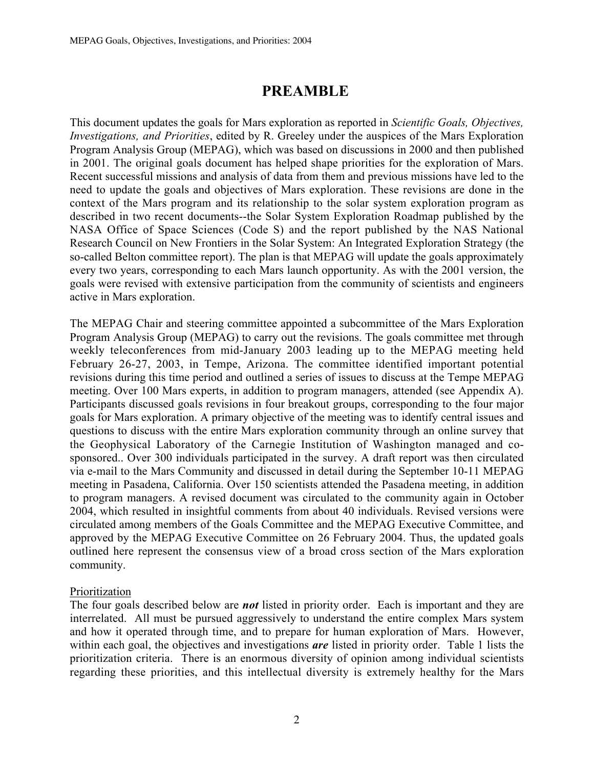# PREAMBLE

This document updates the goals for Mars exploration as reported in *Scientific Goals, Objectives, Investigations, and Priorities*, edited by R. Greeley under the auspices of the Mars Exploration Program Analysis Group (MEPAG), which was based on discussions in 2000 and then published in 2001. The original goals document has helped shape priorities for the exploration of Mars. Recent successful missions and analysis of data from them and previous missions have led to the need to update the goals and objectives of Mars exploration. These revisions are done in the context of the Mars program and its relationship to the solar system exploration program as described in two recent documents--the Solar System Exploration Roadmap published by the NASA Office of Space Sciences (Code S) and the report published by the NAS National Research Council on New Frontiers in the Solar System: An Integrated Exploration Strategy (the so-called Belton committee report). The plan is that MEPAG will update the goals approximately every two years, corresponding to each Mars launch opportunity. As with the 2001 version, the goals were revised with extensive participation from the community of scientists and engineers active in Mars exploration.

The MEPAG Chair and steering committee appointed a subcommittee of the Mars Exploration Program Analysis Group (MEPAG) to carry out the revisions. The goals committee met through weekly teleconferences from mid-January 2003 leading up to the MEPAG meeting held February 26-27, 2003, in Tempe, Arizona. The committee identified important potential revisions during this time period and outlined a series of issues to discuss at the Tempe MEPAG meeting. Over 100 Mars experts, in addition to program managers, attended (see Appendix A). Participants discussed goals revisions in four breakout groups, corresponding to the four major goals for Mars exploration. A primary objective of the meeting was to identify central issues and questions to discuss with the entire Mars exploration community through an online survey that the Geophysical Laboratory of the Carnegie Institution of Washington managed and co-sponsored.. Over 300 individuals participated in the survey. A draft report was then circulated via e-mail to the Mars Community and discussed in detail during the September 10-11 MEPAG meeting in Pasadena, California. Over 150 scientists attended the Pasadena meeting, in addition to program managers. A revised document was circulated to the community again in October 2004, which resulted in insightful comments from about 40 individuals. Revised versions were circulated among members of the Goals Committee and the MEPAG Executive Committee, and approved by the MEPAG Executive Committee on 26 February 2004. Thus, the updated goals outlined here represent the consensus view of a broad cross section of the Mars exploration community.

Prioritization

The four goals described below are ***not*** listed in priority order. Each is important and they are interrelated. All must be pursued aggressively to understand the entire complex Mars system and how it operated through time, and to prepare for human exploration of Mars. However, within each goal, the objectives and investigations ***are*** listed in priority order. Table 1 lists the prioritization criteria. There is an enormous diversity of opinion among individual scientists regarding these priorities, and this intellectual diversity is extremely healthy for the Mars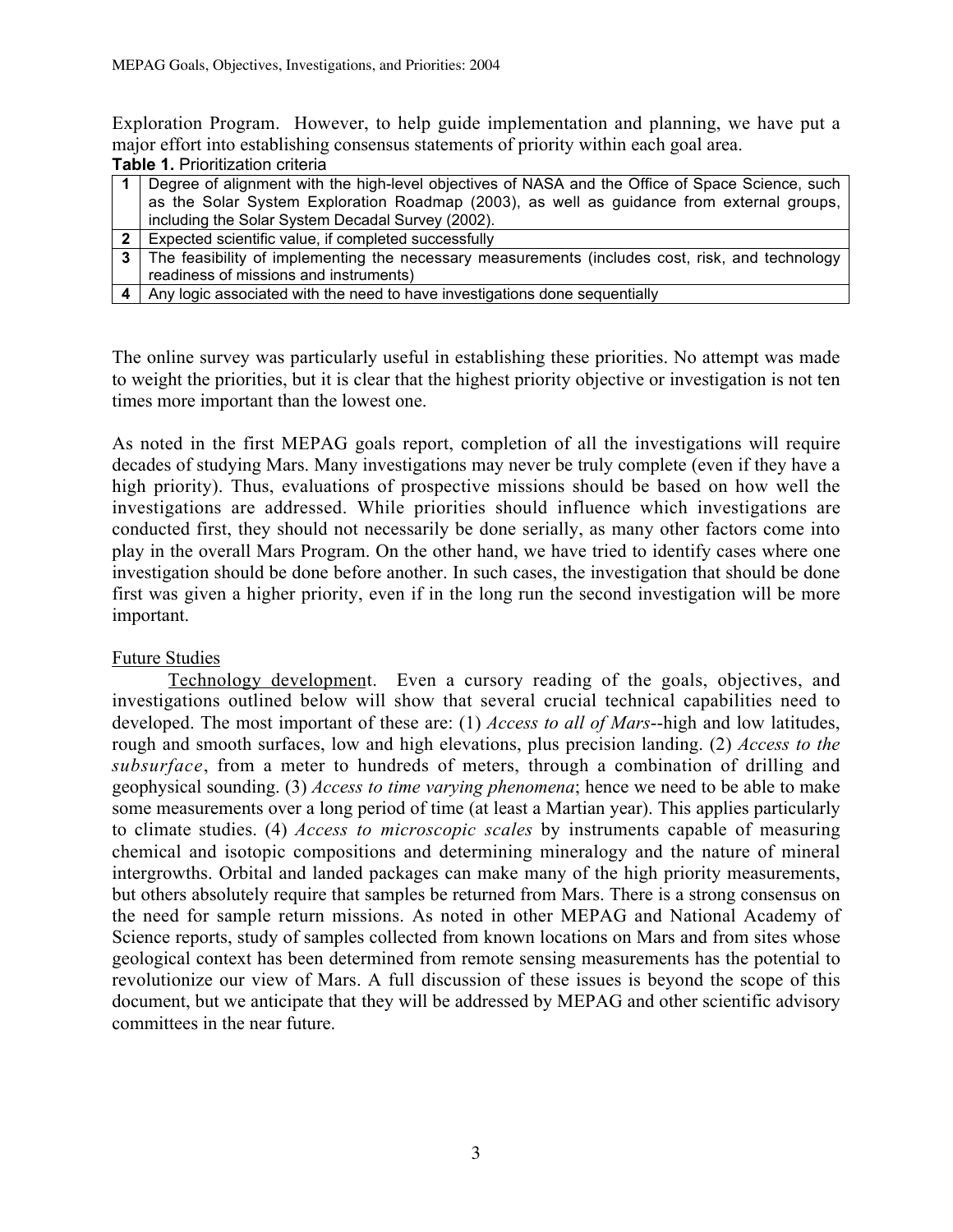Exploration Program. However, to help guide implementation and planning, we have put a major effort into establishing consensus statements of priority within each goal area.

**Table 1.** Prioritization criteria

| | |
|---|---|
| **1** | Degree of alignment with the high-level objectives of NASA and the Office of Space Science, such as the Solar System Exploration Roadmap (2003), as well as guidance from external groups, including the Solar System Decadal Survey (2002). |
| **2** | Expected scientific value, if completed successfully |
| **3** | The feasibility of implementing the necessary measurements (includes cost, risk, and technology readiness of missions and instruments) |
| **4** | Any logic associated with the need to have investigations done sequentially |

The online survey was particularly useful in establishing these priorities. No attempt was made to weight the priorities, but it is clear that the highest priority objective or investigation is not ten times more important than the lowest one.

As noted in the first MEPAG goals report, completion of all the investigations will require decades of studying Mars. Many investigations may never be truly complete (even if they have a high priority). Thus, evaluations of prospective missions should be based on how well the investigations are addressed. While priorities should influence which investigations are conducted first, they should not necessarily be done serially, as many other factors come into play in the overall Mars Program. On the other hand, we have tried to identify cases where one investigation should be done before another. In such cases, the investigation that should be done first was given a higher priority, even if in the long run the second investigation will be more important.

<u>Future Studies</u>

<u>Technology development</u>. Even a cursory reading of the goals, objectives, and investigations outlined below will show that several crucial technical capabilities need to developed. The most important of these are: (1) *Access to all of Mars*--high and low latitudes, rough and smooth surfaces, low and high elevations, plus precision landing. (2) *Access to the subsurface*, from a meter to hundreds of meters, through a combination of drilling and geophysical sounding. (3) *Access to time varying phenomena*; hence we need to be able to make some measurements over a long period of time (at least a Martian year). This applies particularly to climate studies. (4) *Access to microscopic scales* by instruments capable of measuring chemical and isotopic compositions and determining mineralogy and the nature of mineral intergrowths. Orbital and landed packages can make many of the high priority measurements, but others absolutely require that samples be returned from Mars. There is a strong consensus on the need for sample return missions. As noted in other MEPAG and National Academy of Science reports, study of samples collected from known locations on Mars and from sites whose geological context has been determined from remote sensing measurements has the potential to revolutionize our view of Mars. A full discussion of these issues is beyond the scope of this document, but we anticipate that they will be addressed by MEPAG and other scientific advisory committees in the near future.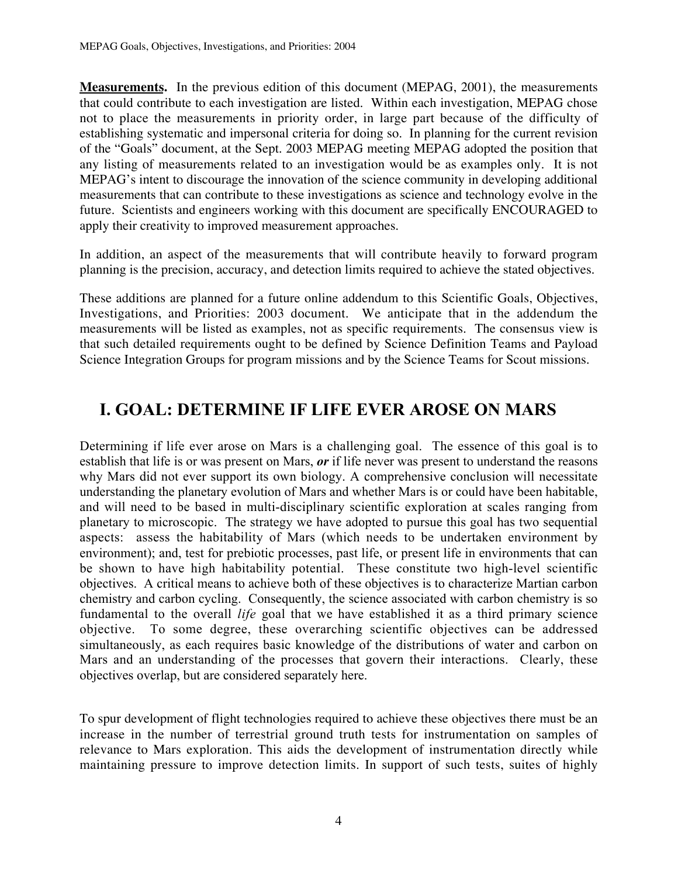**Measurements.** In the previous edition of this document (MEPAG, 2001), the measurements that could contribute to each investigation are listed. Within each investigation, MEPAG chose not to place the measurements in priority order, in large part because of the difficulty of establishing systematic and impersonal criteria for doing so. In planning for the current revision of the "Goals" document, at the Sept. 2003 MEPAG meeting MEPAG adopted the position that any listing of measurements related to an investigation would be as examples only. It is not MEPAG's intent to discourage the innovation of the science community in developing additional measurements that can contribute to these investigations as science and technology evolve in the future. Scientists and engineers working with this document are specifically ENCOURAGED to apply their creativity to improved measurement approaches.

In addition, an aspect of the measurements that will contribute heavily to forward program planning is the precision, accuracy, and detection limits required to achieve the stated objectives.

These additions are planned for a future online addendum to this Scientific Goals, Objectives, Investigations, and Priorities: 2003 document. We anticipate that in the addendum the measurements will be listed as examples, not as specific requirements. The consensus view is that such detailed requirements ought to be defined by Science Definition Teams and Payload Science Integration Groups for program missions and by the Science Teams for Scout missions.

# I. GOAL: DETERMINE IF LIFE EVER AROSE ON MARS

Determining if life ever arose on Mars is a challenging goal. The essence of this goal is to establish that life is or was present on Mars, ***or*** if life never was present to understand the reasons why Mars did not ever support its own biology. A comprehensive conclusion will necessitate understanding the planetary evolution of Mars and whether Mars is or could have been habitable, and will need to be based in multi-disciplinary scientific exploration at scales ranging from planetary to microscopic. The strategy we have adopted to pursue this goal has two sequential aspects: assess the habitability of Mars (which needs to be undertaken environment by environment); and, test for prebiotic processes, past life, or present life in environments that can be shown to have high habitability potential. These constitute two high-level scientific objectives. A critical means to achieve both of these objectives is to characterize Martian carbon chemistry and carbon cycling. Consequently, the science associated with carbon chemistry is so fundamental to the overall *life* goal that we have established it as a third primary science objective. To some degree, these overarching scientific objectives can be addressed simultaneously, as each requires basic knowledge of the distributions of water and carbon on Mars and an understanding of the processes that govern their interactions. Clearly, these objectives overlap, but are considered separately here.

To spur development of flight technologies required to achieve these objectives there must be an increase in the number of terrestrial ground truth tests for instrumentation on samples of relevance to Mars exploration. This aids the development of instrumentation directly while maintaining pressure to improve detection limits. In support of such tests, suites of highly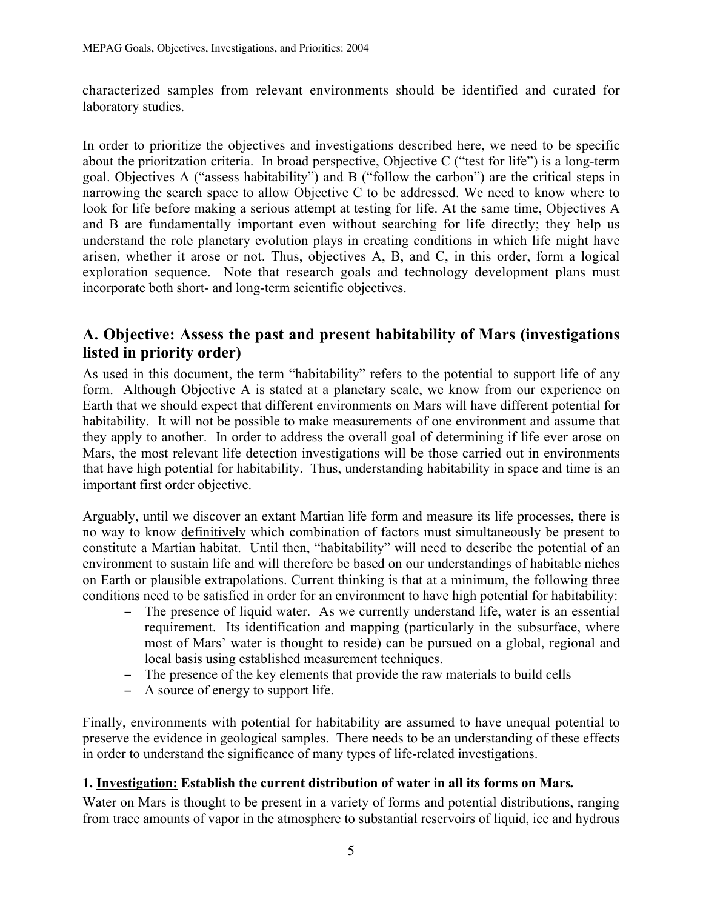characterized samples from relevant environments should be identified and curated for laboratory studies.

In order to prioritize the objectives and investigations described here, we need to be specific about the prioritztion criteria. In broad perspective, Objective C ("test for life") is a long-term goal. Objectives A ("assess habitability") and B ("follow the carbon") are the critical steps in narrowing the search space to allow Objective C to be addressed. We need to know where to look for life before making a serious attempt at testing for life. At the same time, Objectives A and B are fundamentally important even without searching for life directly; they help us understand the role planetary evolution plays in creating conditions in which life might have arisen, whether it arose or not. Thus, objectives A, B, and C, in this order, form a logical exploration sequence. Note that research goals and technology development plans must incorporate both short- and long-term scientific objectives.

## A. Objective: Assess the past and present habitability of Mars (investigations listed in priority order)

As used in this document, the term "habitability" refers to the potential to support life of any form. Although Objective A is stated at a planetary scale, we know from our experience on Earth that we should expect that different environments on Mars will have different potential for habitability. It will not be possible to make measurements of one environment and assume that they apply to another. In order to address the overall goal of determining if life ever arose on Mars, the most relevant life detection investigations will be those carried out in environments that have high potential for habitability. Thus, understanding habitability in space and time is an important first order objective.

Arguably, until we discover an extant Martian life form and measure its life processes, there is no way to know <u>definitively</u> which combination of factors must simultaneously be present to constitute a Martian habitat. Until then, "habitability" will need to describe the <u>potential</u> of an environment to sustain life and will therefore be based on our understandings of habitable niches on Earth or plausible extrapolations. Current thinking is that at a minimum, the following three conditions need to be satisfied in order for an environment to have high potential for habitability:

- The presence of liquid water. As we currently understand life, water is an essential requirement. Its identification and mapping (particularly in the subsurface, where most of Mars' water is thought to reside) can be pursued on a global, regional and local basis using established measurement techniques.
- The presence of the key elements that provide the raw materials to build cells
- A source of energy to support life.

Finally, environments with potential for habitability are assumed to have unequal potential to preserve the evidence in geological samples. There needs to be an understanding of these effects in order to understand the significance of many types of life-related investigations.

### 1. <u>Investigation:</u> Establish the current distribution of water in all its forms on Mars.

Water on Mars is thought to be present in a variety of forms and potential distributions, ranging from trace amounts of vapor in the atmosphere to substantial reservoirs of liquid, ice and hydrous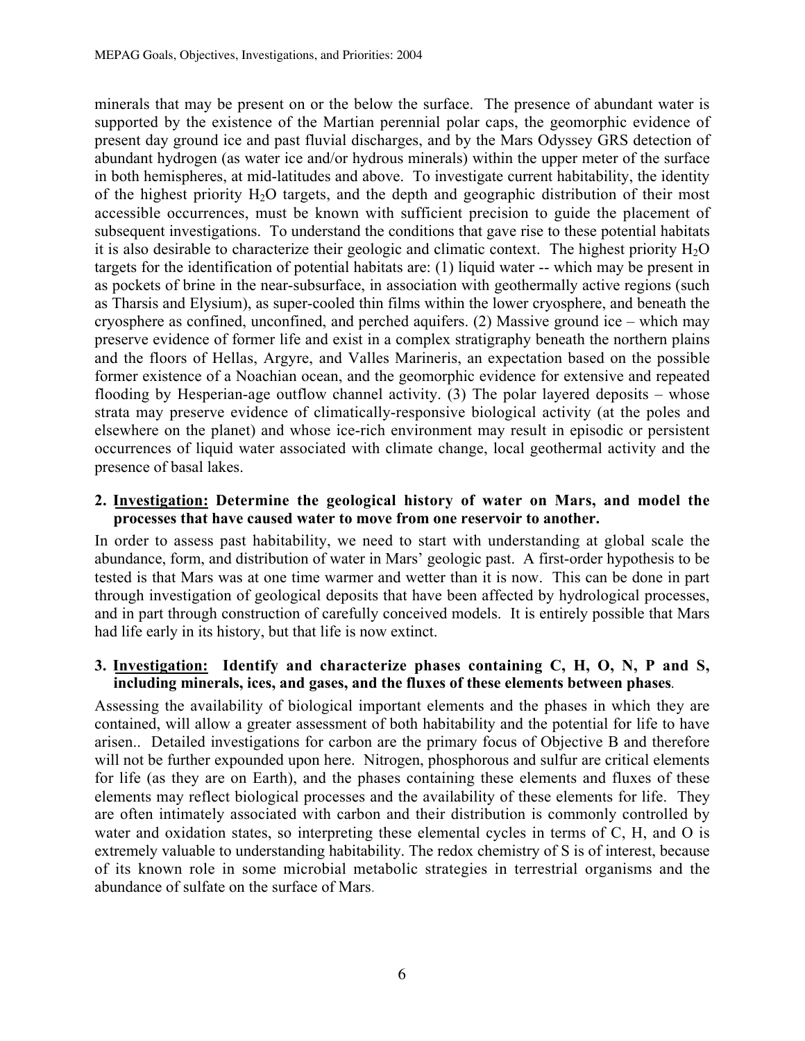minerals that may be present on or the below the surface. The presence of abundant water is supported by the existence of the Martian perennial polar caps, the geomorphic evidence of present day ground ice and past fluvial discharges, and by the Mars Odyssey GRS detection of abundant hydrogen (as water ice and/or hydrous minerals) within the upper meter of the surface in both hemispheres, at mid-latitudes and above. To investigate current habitability, the identity of the highest priority $H_2O$ targets, and the depth and geographic distribution of their most accessible occurrences, must be known with sufficient precision to guide the placement of subsequent investigations. To understand the conditions that gave rise to these potential habitats it is also desirable to characterize their geologic and climatic context. The highest priority $H_2O$ targets for the identification of potential habitats are: (1) liquid water -- which may be present in as pockets of brine in the near-subsurface, in association with geothermally active regions (such as Tharsis and Elysium), as super-cooled thin films within the lower cryosphere, and beneath the cryosphere as confined, unconfined, and perched aquifers. (2) Massive ground ice – which may preserve evidence of former life and exist in a complex stratigraphy beneath the northern plains and the floors of Hellas, Argyre, and Valles Marineris, an expectation based on the possible former existence of a Noachian ocean, and the geomorphic evidence for extensive and repeated flooding by Hesperian-age outflow channel activity. (3) The polar layered deposits – whose strata may preserve evidence of climatically-responsive biological activity (at the poles and elsewhere on the planet) and whose ice-rich environment may result in episodic or persistent occurrences of liquid water associated with climate change, local geothermal activity and the presence of basal lakes.

**2. <u>Investigation:</u> Determine the geological history of water on Mars, and model the processes that have caused water to move from one reservoir to another.**

In order to assess past habitability, we need to start with understanding at global scale the abundance, form, and distribution of water in Mars' geologic past. A first-order hypothesis to be tested is that Mars was at one time warmer and wetter than it is now. This can be done in part through investigation of geological deposits that have been affected by hydrological processes, and in part through construction of carefully conceived models. It is entirely possible that Mars had life early in its history, but that life is now extinct.

**3. <u>Investigation:</u> Identify and characterize phases containing C, H, O, N, P and S, including minerals, ices, and gases, and the fluxes of these elements between phases**.

Assessing the availability of biological important elements and the phases in which they are contained, will allow a greater assessment of both habitability and the potential for life to have arisen.. Detailed investigations for carbon are the primary focus of Objective B and therefore will not be further expounded upon here. Nitrogen, phosphorous and sulfur are critical elements for life (as they are on Earth), and the phases containing these elements and fluxes of these elements may reflect biological processes and the availability of these elements for life. They are often intimately associated with carbon and their distribution is commonly controlled by water and oxidation states, so interpreting these elemental cycles in terms of C, H, and O is extremely valuable to understanding habitability. The redox chemistry of S is of interest, because of its known role in some microbial metabolic strategies in terrestrial organisms and the abundance of sulfate on the surface of Mars.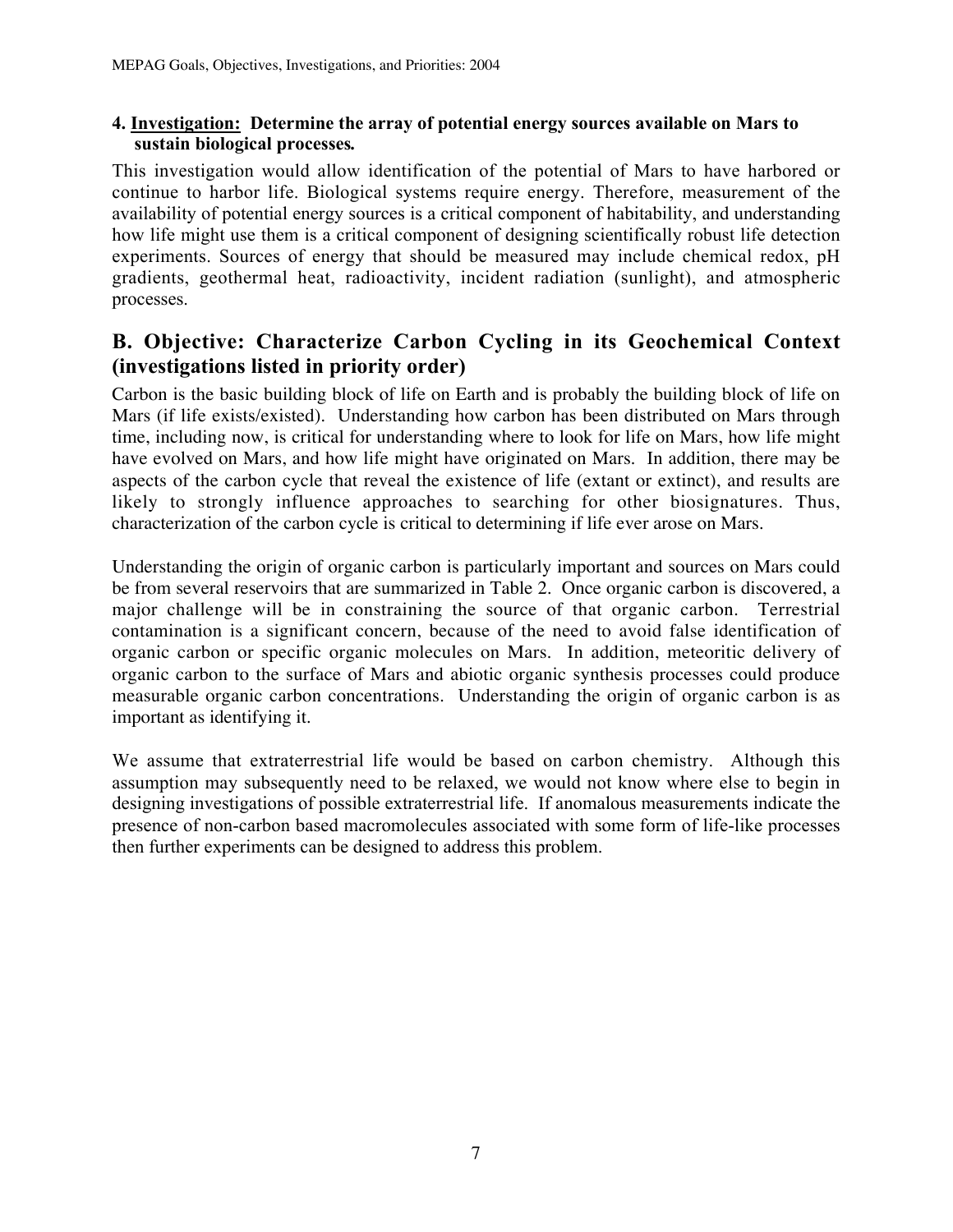**4. <u>Investigation:</u> Determine the array of potential energy sources available on Mars to sustain biological processes.**

This investigation would allow identification of the potential of Mars to have harbored or continue to harbor life. Biological systems require energy. Therefore, measurement of the availability of potential energy sources is a critical component of habitability, and understanding how life might use them is a critical component of designing scientifically robust life detection experiments. Sources of energy that should be measured may include chemical redox, pH gradients, geothermal heat, radioactivity, incident radiation (sunlight), and atmospheric processes.

## B. Objective: Characterize Carbon Cycling in its Geochemical Context (investigations listed in priority order)

Carbon is the basic building block of life on Earth and is probably the building block of life on Mars (if life exists/existed). Understanding how carbon has been distributed on Mars through time, including now, is critical for understanding where to look for life on Mars, how life might have evolved on Mars, and how life might have originated on Mars. In addition, there may be aspects of the carbon cycle that reveal the existence of life (extant or extinct), and results are likely to strongly influence approaches to searching for other biosignatures. Thus, characterization of the carbon cycle is critical to determining if life ever arose on Mars.

Understanding the origin of organic carbon is particularly important and sources on Mars could be from several reservoirs that are summarized in Table 2. Once organic carbon is discovered, a major challenge will be in constraining the source of that organic carbon. Terrestrial contamination is a significant concern, because of the need to avoid false identification of organic carbon or specific organic molecules on Mars. In addition, meteoritic delivery of organic carbon to the surface of Mars and abiotic organic synthesis processes could produce measurable organic carbon concentrations. Understanding the origin of organic carbon is as important as identifying it.

We assume that extraterrestrial life would be based on carbon chemistry. Although this assumption may subsequently need to be relaxed, we would not know where else to begin in designing investigations of possible extraterrestrial life. If anomalous measurements indicate the presence of non-carbon based macromolecules associated with some form of life-like processes then further experiments can be designed to address this problem.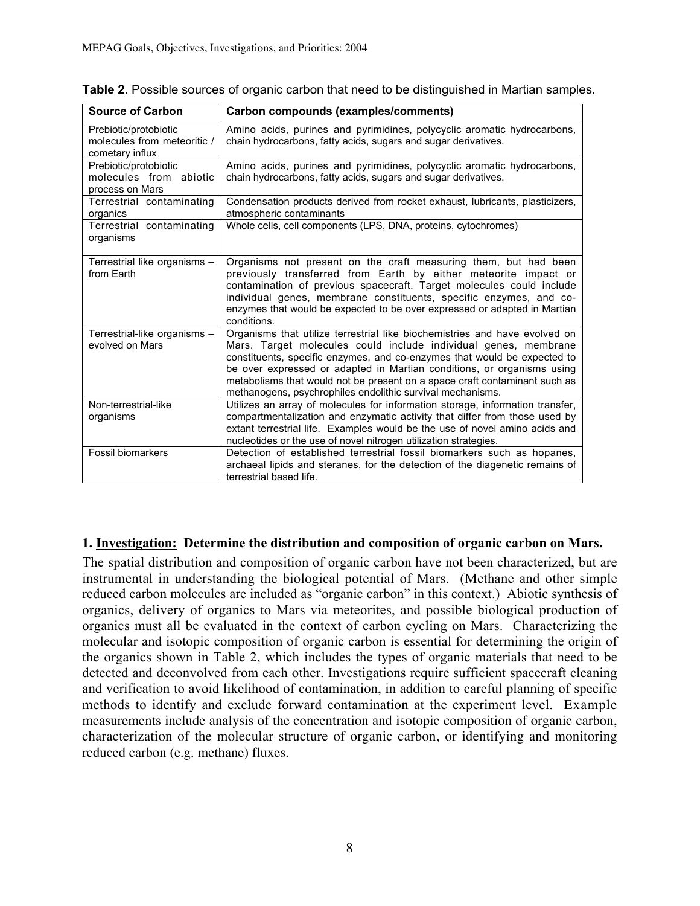**Table 2**. Possible sources of organic carbon that need to be distinguished in Martian samples.

| Source of Carbon | Carbon compounds (examples/comments) |
|---|---|
| Prebiotic/protobiotic molecules from meteoritic / cometary influx | Amino acids, purines and pyrimidines, polycyclic aromatic hydrocarbons, chain hydrocarbons, fatty acids, sugars and sugar derivatives. |
| Prebiotic/protobiotic molecules from abiotic process on Mars | Amino acids, purines and pyrimidines, polycyclic aromatic hydrocarbons, chain hydrocarbons, fatty acids, sugars and sugar derivatives. |
| Terrestrial contaminating organics | Condensation products derived from rocket exhaust, lubricants, plasticizers, atmospheric contaminants |
| Terrestrial contaminating organisms | Whole cells, cell components (LPS, DNA, proteins, cytochromes) |
| Terrestrial like organisms – from Earth | Organisms not present on the craft measuring them, but had been previously transferred from Earth by either meteorite impact or contamination of previous spacecraft. Target molecules could include individual genes, membrane constituents, specific enzymes, and co-enzymes that would be expected to be over expressed or adapted in Martian conditions. |
| Terrestrial-like organisms – evolved on Mars | Organisms that utilize terrestrial like biochemistries and have evolved on Mars. Target molecules could include individual genes, membrane constituents, specific enzymes, and co-enzymes that would be expected to be over expressed or adapted in Martian conditions, or organisms using metabolisms that would not be present on a space craft contaminant such as methanogens, psychrophiles endolithic survival mechanisms. |
| Non-terrestrial-like organisms | Utilizes an array of molecules for information storage, information transfer, compartmentalization and enzymatic activity that differ from those used by extant terrestrial life. Examples would be the use of novel amino acids and nucleotides or the use of novel nitrogen utilization strategies. |
| Fossil biomarkers | Detection of established terrestrial fossil biomarkers such as hopanes, archaeal lipids and steranes, for the detection of the diagenetic remains of terrestrial based life. |

**1. <u>Investigation:</u> Determine the distribution and composition of organic carbon on Mars.**

The spatial distribution and composition of organic carbon have not been characterized, but are instrumental in understanding the biological potential of Mars. (Methane and other simple reduced carbon molecules are included as "organic carbon" in this context.) Abiotic synthesis of organics, delivery of organics to Mars via meteorites, and possible biological production of organics must all be evaluated in the context of carbon cycling on Mars. Characterizing the molecular and isotopic composition of organic carbon is essential for determining the origin of the organics shown in Table 2, which includes the types of organic materials that need to be detected and deconvolved from each other. Investigations require sufficient spacecraft cleaning and verification to avoid likelihood of contamination, in addition to careful planning of specific methods to identify and exclude forward contamination at the experiment level. Example measurements include analysis of the concentration and isotopic composition of organic carbon, characterization of the molecular structure of organic carbon, or identifying and monitoring reduced carbon (e.g. methane) fluxes.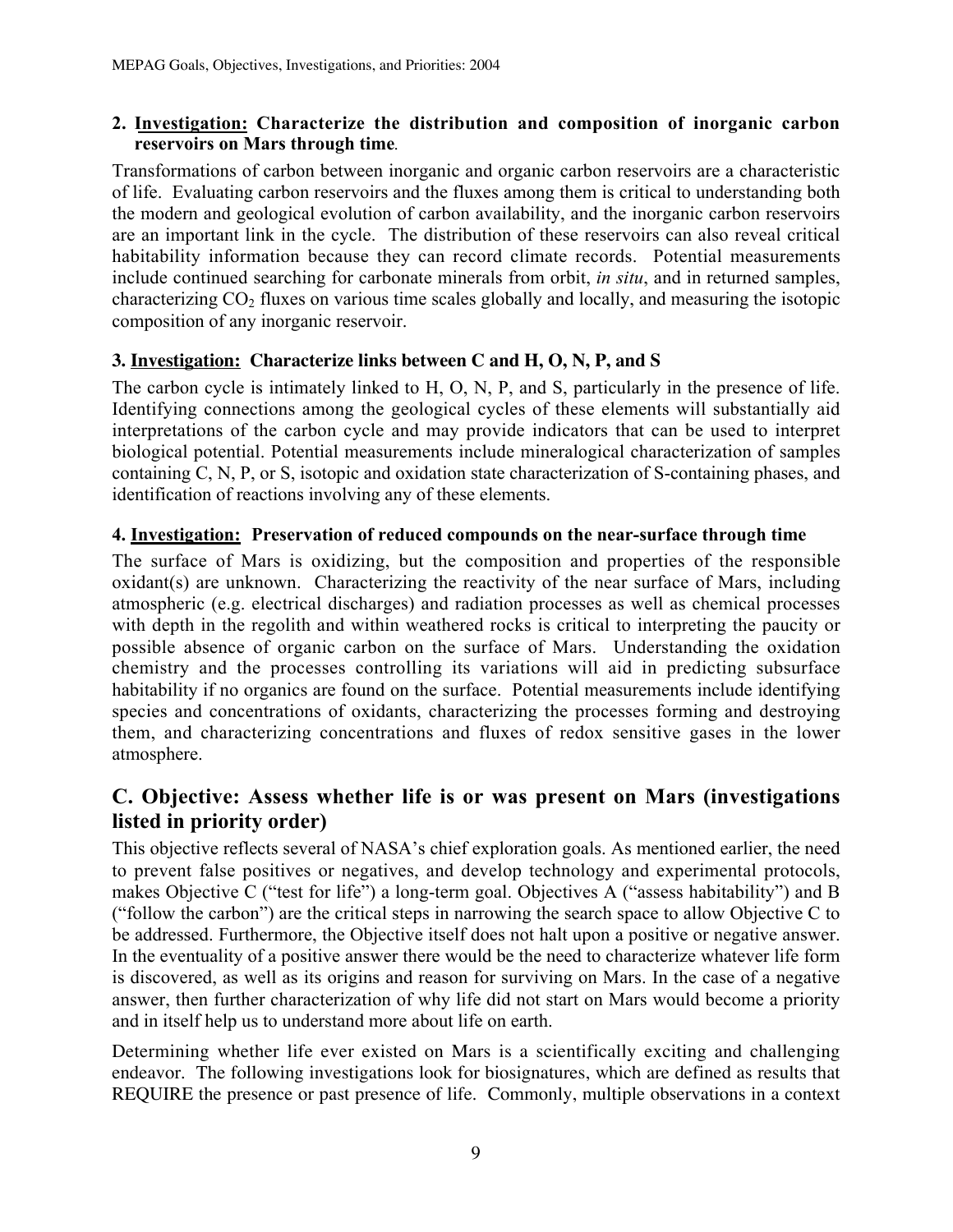**2. Investigation: Characterize the distribution and composition of inorganic carbon reservoirs on Mars through time.**

Transformations of carbon between inorganic and organic carbon reservoirs are a characteristic of life. Evaluating carbon reservoirs and the fluxes among them is critical to understanding both the modern and geological evolution of carbon availability, and the inorganic carbon reservoirs are an important link in the cycle. The distribution of these reservoirs can also reveal critical habitability information because they can record climate records. Potential measurements include continued searching for carbonate minerals from orbit, *in situ*, and in returned samples, characterizing $CO_2$ fluxes on various time scales globally and locally, and measuring the isotopic composition of any inorganic reservoir.

**3. Investigation: Characterize links between C and H, O, N, P, and S**

The carbon cycle is intimately linked to H, O, N, P, and S, particularly in the presence of life. Identifying connections among the geological cycles of these elements will substantially aid interpretations of the carbon cycle and may provide indicators that can be used to interpret biological potential. Potential measurements include mineralogical characterization of samples containing C, N, P, or S, isotopic and oxidation state characterization of S-containing phases, and identification of reactions involving any of these elements.

**4. Investigation: Preservation of reduced compounds on the near-surface through time**

The surface of Mars is oxidizing, but the composition and properties of the responsible oxidant(s) are unknown. Characterizing the reactivity of the near surface of Mars, including atmospheric (e.g. electrical discharges) and radiation processes as well as chemical processes with depth in the regolith and within weathered rocks is critical to interpreting the paucity or possible absence of organic carbon on the surface of Mars. Understanding the oxidation chemistry and the processes controlling its variations will aid in predicting subsurface habitability if no organics are found on the surface. Potential measurements include identifying species and concentrations of oxidants, characterizing the processes forming and destroying them, and characterizing concentrations and fluxes of redox sensitive gases in the lower atmosphere.

## C. Objective: Assess whether life is or was present on Mars (investigations listed in priority order)

This objective reflects several of NASA's chief exploration goals. As mentioned earlier, the need to prevent false positives or negatives, and develop technology and experimental protocols, makes Objective C ("test for life") a long-term goal. Objectives A ("assess habitability") and B ("follow the carbon") are the critical steps in narrowing the search space to allow Objective C to be addressed. Furthermore, the Objective itself does not halt upon a positive or negative answer. In the eventuality of a positive answer there would be the need to characterize whatever life form is discovered, as well as its origins and reason for surviving on Mars. In the case of a negative answer, then further characterization of why life did not start on Mars would become a priority and in itself help us to understand more about life on earth.

Determining whether life ever existed on Mars is a scientifically exciting and challenging endeavor. The following investigations look for biosignatures, which are defined as results that REQUIRE the presence or past presence of life. Commonly, multiple observations in a context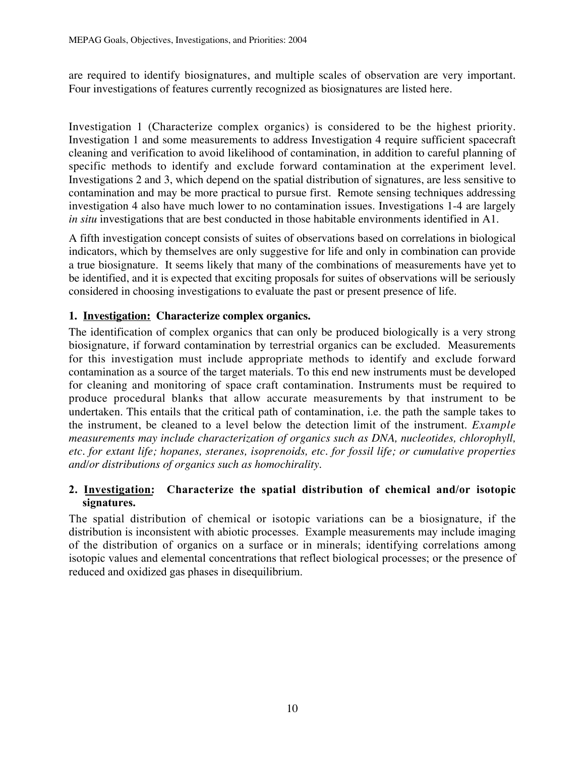are required to identify biosignatures, and multiple scales of observation are very important. Four investigations of features currently recognized as biosignatures are listed here.

Investigation 1 (Characterize complex organics) is considered to be the highest priority. Investigation 1 and some measurements to address Investigation 4 require sufficient spacecraft cleaning and verification to avoid likelihood of contamination, in addition to careful planning of specific methods to identify and exclude forward contamination at the experiment level. Investigations 2 and 3, which depend on the spatial distribution of signatures, are less sensitive to contamination and may be more practical to pursue first. Remote sensing techniques addressing investigation 4 also have much lower to no contamination issues. Investigations 1-4 are largely *in situ* investigations that are best conducted in those habitable environments identified in A1.

A fifth investigation concept consists of suites of observations based on correlations in biological indicators, which by themselves are only suggestive for life and only in combination can provide a true biosignature. It seems likely that many of the combinations of measurements have yet to be identified, and it is expected that exciting proposals for suites of observations will be seriously considered in choosing investigations to evaluate the past or present presence of life.

### 1. <u>Investigation:</u> Characterize complex organics.

The identification of complex organics that can only be produced biologically is a very strong biosignature, if forward contamination by terrestrial organics can be excluded. Measurements for this investigation must include appropriate methods to identify and exclude forward contamination as a source of the target materials. To this end new instruments must be developed for cleaning and monitoring of space craft contamination. Instruments must be required to produce procedural blanks that allow accurate measurements by that instrument to be undertaken. This entails that the critical path of contamination, i.e. the path the sample takes to the instrument, be cleaned to a level below the detection limit of the instrument. *Example measurements may include characterization of organics such as DNA, nucleotides, chlorophyll, etc. for extant life; hopanes, steranes, isoprenoids, etc. for fossil life; or cumulative properties and/or distributions of organics such as homochirality.*

### 2. <u>Investigation:</u> Characterize the spatial distribution of chemical and/or isotopic signatures.

The spatial distribution of chemical or isotopic variations can be a biosignature, if the distribution is inconsistent with abiotic processes. Example measurements may include imaging of the distribution of organics on a surface or in minerals; identifying correlations among isotopic values and elemental concentrations that reflect biological processes; or the presence of reduced and oxidized gas phases in disequilibrium.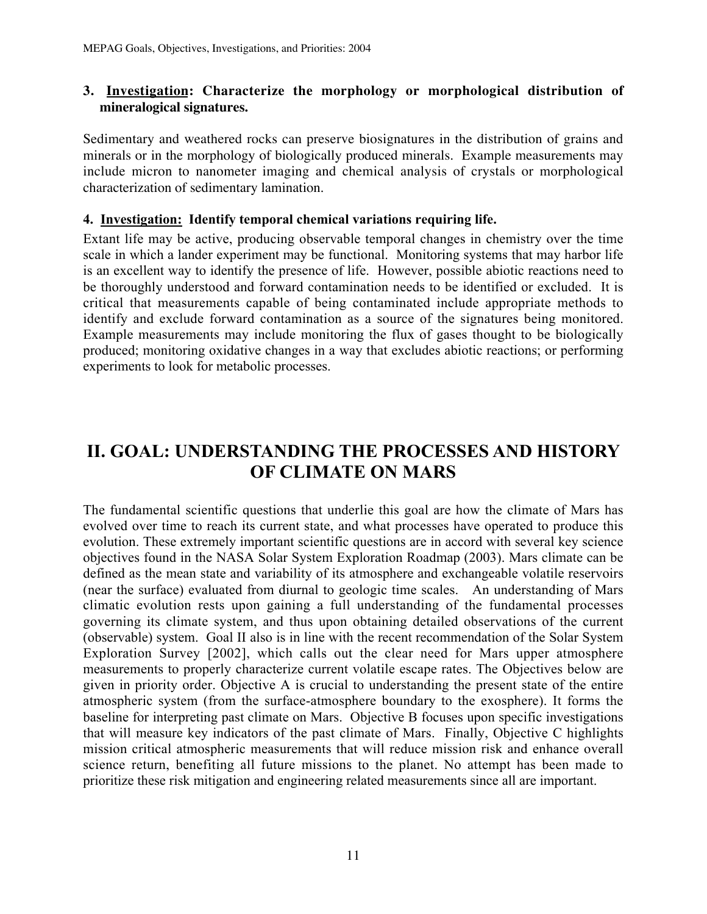**3. <u>Investigation</u>: Characterize the morphology or morphological distribution of mineralogical signatures.**

Sedimentary and weathered rocks can preserve biosignatures in the distribution of grains and minerals or in the morphology of biologically produced minerals. Example measurements may include micron to nanometer imaging and chemical analysis of crystals or morphological characterization of sedimentary lamination.

**4. <u>Investigation:</u> Identify temporal chemical variations requiring life.**

Extant life may be active, producing observable temporal changes in chemistry over the time scale in which a lander experiment may be functional. Monitoring systems that may harbor life is an excellent way to identify the presence of life. However, possible abiotic reactions need to be thoroughly understood and forward contamination needs to be identified or excluded. It is critical that measurements capable of being contaminated include appropriate methods to identify and exclude forward contamination as a source of the signatures being monitored. Example measurements may include monitoring the flux of gases thought to be biologically produced; monitoring oxidative changes in a way that excludes abiotic reactions; or performing experiments to look for metabolic processes.

# II. GOAL: UNDERSTANDING THE PROCESSES AND HISTORY OF CLIMATE ON MARS

The fundamental scientific questions that underlie this goal are how the climate of Mars has evolved over time to reach its current state, and what processes have operated to produce this evolution. These extremely important scientific questions are in accord with several key science objectives found in the NASA Solar System Exploration Roadmap (2003). Mars climate can be defined as the mean state and variability of its atmosphere and exchangeable volatile reservoirs (near the surface) evaluated from diurnal to geologic time scales. An understanding of Mars climatic evolution rests upon gaining a full understanding of the fundamental processes governing its climate system, and thus upon obtaining detailed observations of the current (observable) system. Goal II also is in line with the recent recommendation of the Solar System Exploration Survey [2002], which calls out the clear need for Mars upper atmosphere measurements to properly characterize current volatile escape rates. The Objectives below are given in priority order. Objective A is crucial to understanding the present state of the entire atmospheric system (from the surface-atmosphere boundary to the exosphere). It forms the baseline for interpreting past climate on Mars. Objective B focuses upon specific investigations that will measure key indicators of the past climate of Mars. Finally, Objective C highlights mission critical atmospheric measurements that will reduce mission risk and enhance overall science return, benefiting all future missions to the planet. No attempt has been made to prioritize these risk mitigation and engineering related measurements since all are important.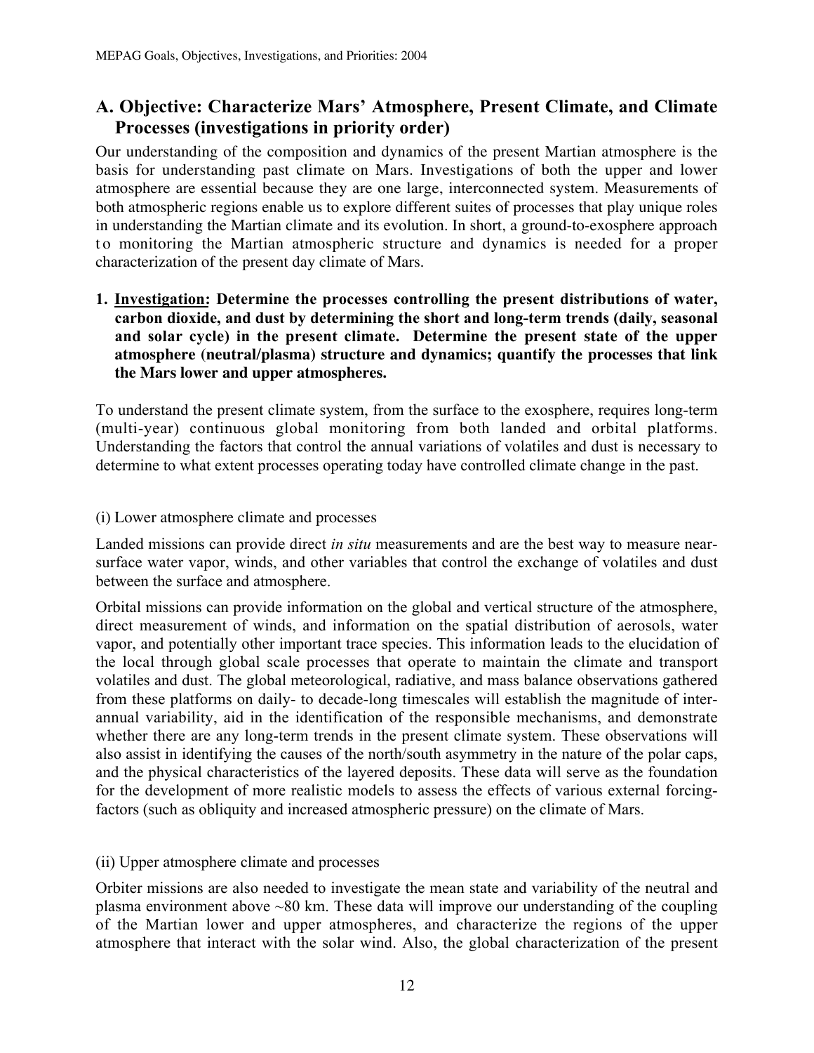## A. Objective: Characterize Mars' Atmosphere, Present Climate, and Climate Processes (investigations in priority order)

Our understanding of the composition and dynamics of the present Martian atmosphere is the basis for understanding past climate on Mars. Investigations of both the upper and lower atmosphere are essential because they are one large, interconnected system. Measurements of both atmospheric regions enable us to explore different suites of processes that play unique roles in understanding the Martian climate and its evolution. In short, a ground-to-exosphere approach to monitoring the Martian atmospheric structure and dynamics is needed for a proper characterization of the present day climate of Mars.

1. <u>Investigation</u>: **Determine the processes controlling the present distributions of water, carbon dioxide, and dust by determining the short and long-term trends (daily, seasonal and solar cycle) in the present climate. Determine the present state of the upper atmosphere (neutral/plasma) structure and dynamics; quantify the processes that link the Mars lower and upper atmospheres.**

To understand the present climate system, from the surface to the exosphere, requires long-term (multi-year) continuous global monitoring from both landed and orbital platforms. Understanding the factors that control the annual variations of volatiles and dust is necessary to determine to what extent processes operating today have controlled climate change in the past.

(i) Lower atmosphere climate and processes

Landed missions can provide direct *in situ* measurements and are the best way to measure near-surface water vapor, winds, and other variables that control the exchange of volatiles and dust between the surface and atmosphere.

Orbital missions can provide information on the global and vertical structure of the atmosphere, direct measurement of winds, and information on the spatial distribution of aerosols, water vapor, and potentially other important trace species. This information leads to the elucidation of the local through global scale processes that operate to maintain the climate and transport volatiles and dust. The global meteorological, radiative, and mass balance observations gathered from these platforms on daily- to decade-long timescales will establish the magnitude of inter-annual variability, aid in the identification of the responsible mechanisms, and demonstrate whether there are any long-term trends in the present climate system. These observations will also assist in identifying the causes of the north/south asymmetry in the nature of the polar caps, and the physical characteristics of the layered deposits. These data will serve as the foundation for the development of more realistic models to assess the effects of various external forcing-factors (such as obliquity and increased atmospheric pressure) on the climate of Mars.

(ii) Upper atmosphere climate and processes

Orbiter missions are also needed to investigate the mean state and variability of the neutral and plasma environment above ~80 km. These data will improve our understanding of the coupling of the Martian lower and upper atmospheres, and characterize the regions of the upper atmosphere that interact with the solar wind. Also, the global characterization of the present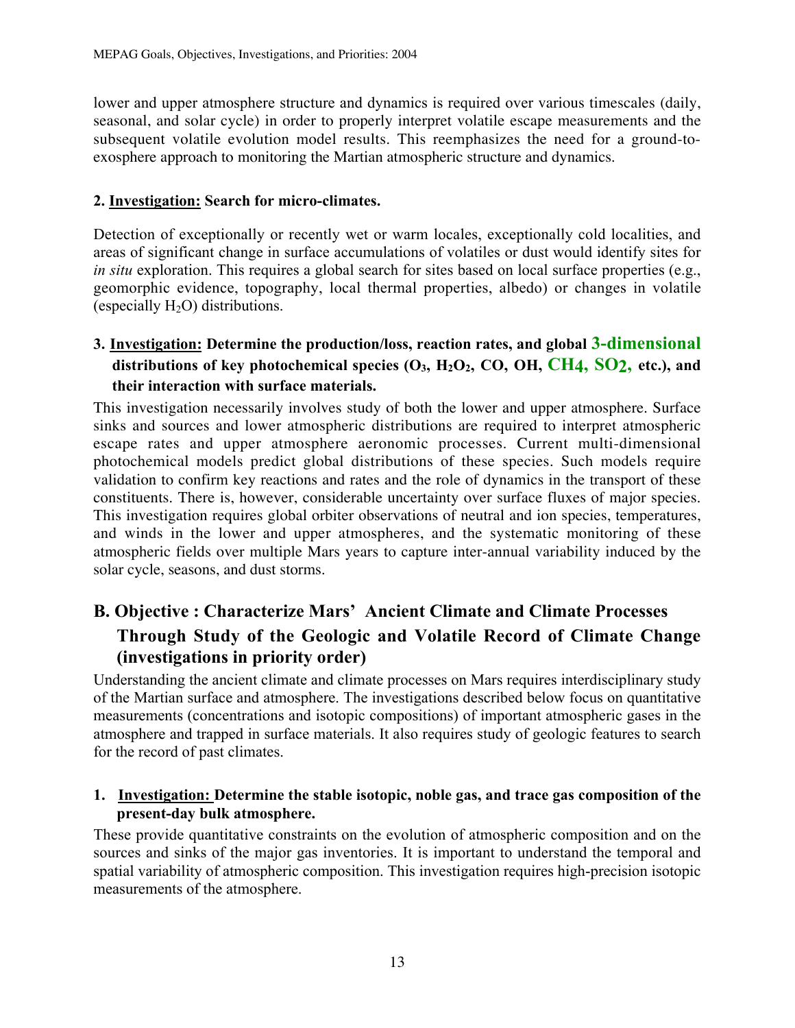lower and upper atmosphere structure and dynamics is required over various timescales (daily, seasonal, and solar cycle) in order to properly interpret volatile escape measurements and the subsequent volatile evolution model results. This reemphasizes the need for a ground-to-exosphere approach to monitoring the Martian atmospheric structure and dynamics.

#### 2. <u>Investigation:</u> Search for micro-climates.

Detection of exceptionally or recently wet or warm locales, exceptionally cold localities, and areas of significant change in surface accumulations of volatiles or dust would identify sites for *in situ* exploration. This requires a global search for sites based on local surface properties (e.g., geomorphic evidence, topography, local thermal properties, albedo) or changes in volatile (especially $H_2O$) distributions.

#### 3. <u>Investigation:</u> Determine the production/loss, reaction rates, and global 3-dimensional distributions of key photochemical species ($O_3$, $H_2O_2$, CO, OH, $CH_4$, $SO_2$, etc.), and their interaction with surface materials.

This investigation necessarily involves study of both the lower and upper atmosphere. Surface sinks and sources and lower atmospheric distributions are required to interpret atmospheric escape rates and upper atmosphere aeronomic processes. Current multi-dimensional photochemical models predict global distributions of these species. Such models require validation to confirm key reactions and rates and the role of dynamics in the transport of these constituents. There is, however, considerable uncertainty over surface fluxes of major species. This investigation requires global orbiter observations of neutral and ion species, temperatures, and winds in the lower and upper atmospheres, and the systematic monitoring of these atmospheric fields over multiple Mars years to capture inter-annual variability induced by the solar cycle, seasons, and dust storms.

## B. Objective : Characterize Mars' Ancient Climate and Climate Processes Through Study of the Geologic and Volatile Record of Climate Change (investigations in priority order)

Understanding the ancient climate and climate processes on Mars requires interdisciplinary study of the Martian surface and atmosphere. The investigations described below focus on quantitative measurements (concentrations and isotopic compositions) of important atmospheric gases in the atmosphere and trapped in surface materials. It also requires study of geologic features to search for the record of past climates.

#### 1. <u>Investigation:</u> Determine the stable isotopic, noble gas, and trace gas composition of the present-day bulk atmosphere.

These provide quantitative constraints on the evolution of atmospheric composition and on the sources and sinks of the major gas inventories. It is important to understand the temporal and spatial variability of atmospheric composition. This investigation requires high-precision isotopic measurements of the atmosphere.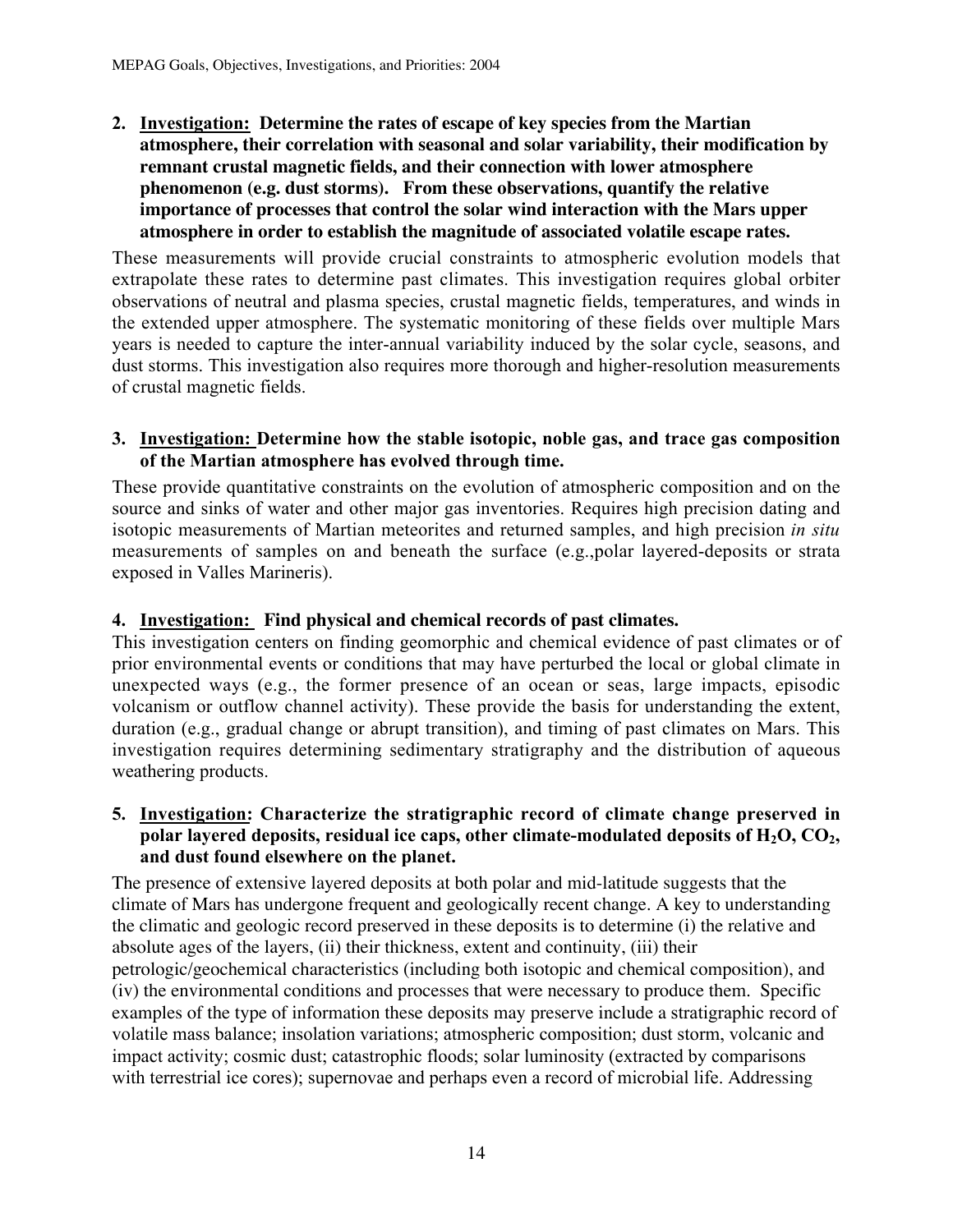2. **<u>Investigation:</u> Determine the rates of escape of key species from the Martian atmosphere, their correlation with seasonal and solar variability, their modification by remnant crustal magnetic fields, and their connection with lower atmosphere phenomenon (e.g. dust storms). From these observations, quantify the relative importance of processes that control the solar wind interaction with the Mars upper atmosphere in order to establish the magnitude of associated volatile escape rates.**

These measurements will provide crucial constraints to atmospheric evolution models that extrapolate these rates to determine past climates. This investigation requires global orbiter observations of neutral and plasma species, crustal magnetic fields, temperatures, and winds in the extended upper atmosphere. The systematic monitoring of these fields over multiple Mars years is needed to capture the inter-annual variability induced by the solar cycle, seasons, and dust storms. This investigation also requires more thorough and higher-resolution measurements of crustal magnetic fields.

3. **<u>Investigation:</u> Determine how the stable isotopic, noble gas, and trace gas composition of the Martian atmosphere has evolved through time.**

These provide quantitative constraints on the evolution of atmospheric composition and on the source and sinks of water and other major gas inventories. Requires high precision dating and isotopic measurements of Martian meteorites and returned samples, and high precision *in situ* measurements of samples on and beneath the surface (e.g.,polar layered-deposits or strata exposed in Valles Marineris).

4. **<u>Investigation:</u> Find physical and chemical records of past climates.**

This investigation centers on finding geomorphic and chemical evidence of past climates or of prior environmental events or conditions that may have perturbed the local or global climate in unexpected ways (e.g., the former presence of an ocean or seas, large impacts, episodic volcanism or outflow channel activity). These provide the basis for understanding the extent, duration (e.g., gradual change or abrupt transition), and timing of past climates on Mars. This investigation requires determining sedimentary stratigraphy and the distribution of aqueous weathering products.

5. **<u>Investigation</u>: Characterize the stratigraphic record of climate change preserved in polar layered deposits, residual ice caps, other climate-modulated deposits of $H_2O$, $CO_2$, and dust found elsewhere on the planet.**

The presence of extensive layered deposits at both polar and mid-latitude suggests that the climate of Mars has undergone frequent and geologically recent change. A key to understanding the climatic and geologic record preserved in these deposits is to determine (i) the relative and absolute ages of the layers, (ii) their thickness, extent and continuity, (iii) their petrologic/geochemical characteristics (including both isotopic and chemical composition), and (iv) the environmental conditions and processes that were necessary to produce them. Specific examples of the type of information these deposits may preserve include a stratigraphic record of volatile mass balance; insolation variations; atmospheric composition; dust storm, volcanic and impact activity; cosmic dust; catastrophic floods; solar luminosity (extracted by comparisons with terrestrial ice cores); supernovae and perhaps even a record of microbial life. Addressing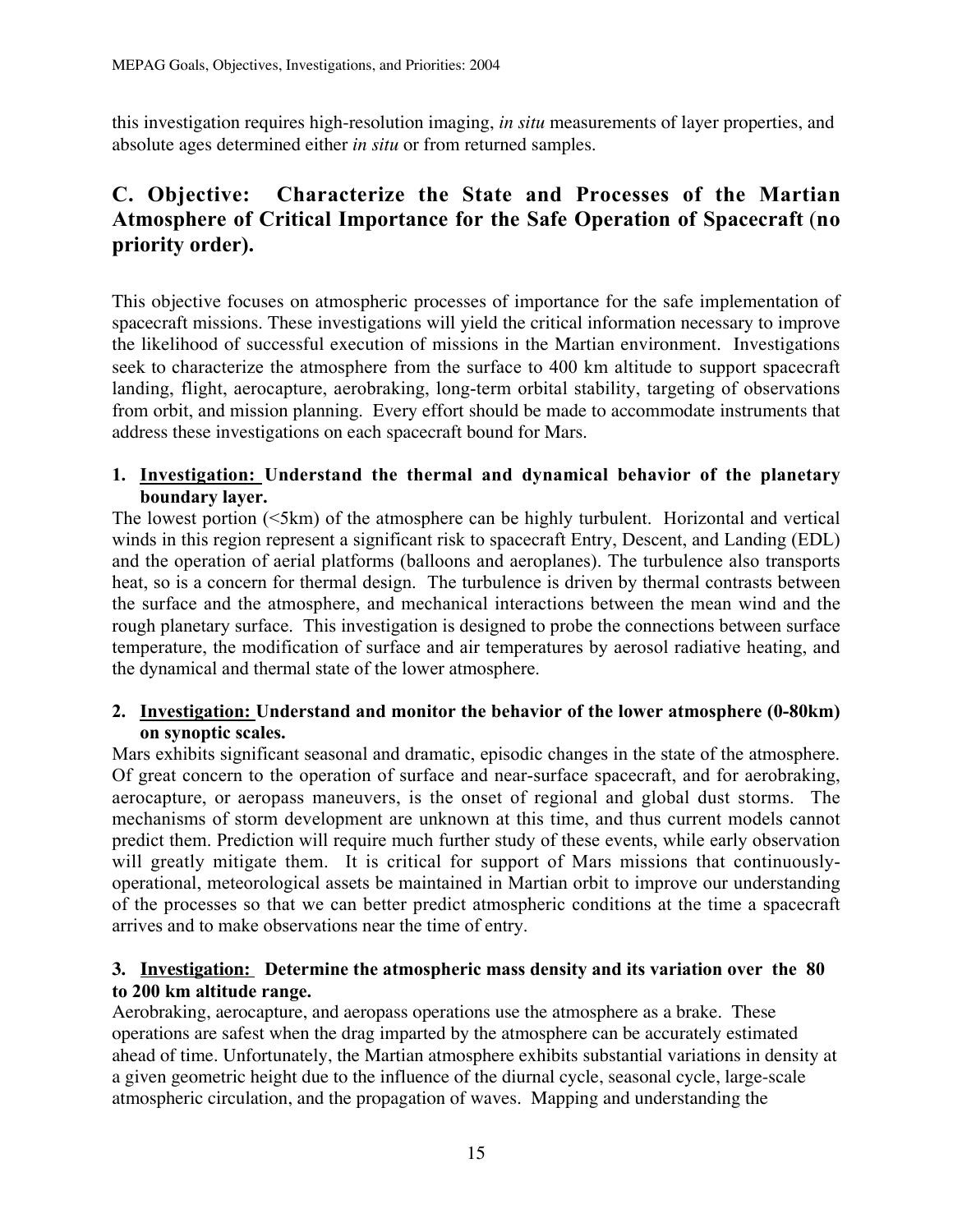this investigation requires high-resolution imaging, *in situ* measurements of layer properties, and absolute ages determined either *in situ* or from returned samples.

## C. Objective: Characterize the State and Processes of the Martian Atmosphere of Critical Importance for the Safe Operation of Spacecraft (no priority order).

This objective focuses on atmospheric processes of importance for the safe implementation of spacecraft missions. These investigations will yield the critical information necessary to improve the likelihood of successful execution of missions in the Martian environment. Investigations seek to characterize the atmosphere from the surface to 400 km altitude to support spacecraft landing, flight, aerocapture, aerobraking, long-term orbital stability, targeting of observations from orbit, and mission planning. Every effort should be made to accommodate instruments that address these investigations on each spacecraft bound for Mars.

### 1. <u>Investigation:</u> Understand the thermal and dynamical behavior of the planetary boundary layer.

The lowest portion (<5km) of the atmosphere can be highly turbulent. Horizontal and vertical winds in this region represent a significant risk to spacecraft Entry, Descent, and Landing (EDL) and the operation of aerial platforms (balloons and aeroplanes). The turbulence also transports heat, so is a concern for thermal design. The turbulence is driven by thermal contrasts between the surface and the atmosphere, and mechanical interactions between the mean wind and the rough planetary surface. This investigation is designed to probe the connections between surface temperature, the modification of surface and air temperatures by aerosol radiative heating, and the dynamical and thermal state of the lower atmosphere.

### 2. <u>Investigation:</u> Understand and monitor the behavior of the lower atmosphere (0-80km) on synoptic scales.

Mars exhibits significant seasonal and dramatic, episodic changes in the state of the atmosphere. Of great concern to the operation of surface and near-surface spacecraft, and for aerobraking, aerocapture, or aeropass maneuvers, is the onset of regional and global dust storms. The mechanisms of storm development are unknown at this time, and thus current models cannot predict them. Prediction will require much further study of these events, while early observation will greatly mitigate them. It is critical for support of Mars missions that continuously-operational, meteorological assets be maintained in Martian orbit to improve our understanding of the processes so that we can better predict atmospheric conditions at the time a spacecraft arrives and to make observations near the time of entry.

### 3. <u>Investigation:</u> Determine the atmospheric mass density and its variation over the 80 to 200 km altitude range.

Aerobraking, aerocapture, and aeropass operations use the atmosphere as a brake. These operations are safest when the drag imparted by the atmosphere can be accurately estimated ahead of time. Unfortunately, the Martian atmosphere exhibits substantial variations in density at a given geometric height due to the influence of the diurnal cycle, seasonal cycle, large-scale atmospheric circulation, and the propagation of waves. Mapping and understanding the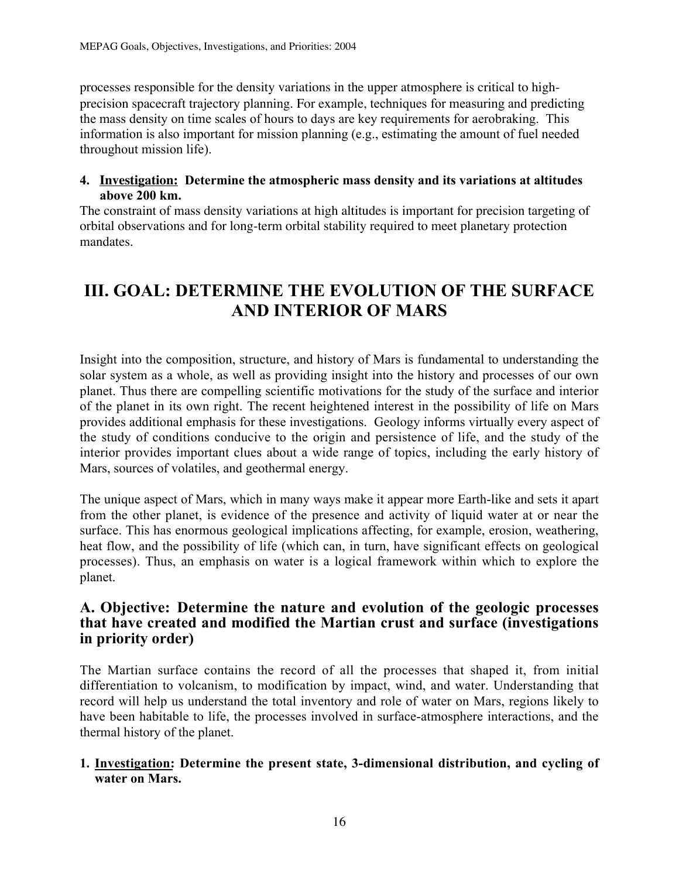processes responsible for the density variations in the upper atmosphere is critical to high-precision spacecraft trajectory planning. For example, techniques for measuring and predicting the mass density on time scales of hours to days are key requirements for aerobraking. This information is also important for mission planning (e.g., estimating the amount of fuel needed throughout mission life).

**4. Investigation: Determine the atmospheric mass density and its variations at altitudes above 200 km.**

The constraint of mass density variations at high altitudes is important for precision targeting of orbital observations and for long-term orbital stability required to meet planetary protection mandates.

# III. GOAL: DETERMINE THE EVOLUTION OF THE SURFACE AND INTERIOR OF MARS

Insight into the composition, structure, and history of Mars is fundamental to understanding the solar system as a whole, as well as providing insight into the history and processes of our own planet. Thus there are compelling scientific motivations for the study of the surface and interior of the planet in its own right. The recent heightened interest in the possibility of life on Mars provides additional emphasis for these investigations. Geology informs virtually every aspect of the study of conditions conducive to the origin and persistence of life, and the study of the interior provides important clues about a wide range of topics, including the early history of Mars, sources of volatiles, and geothermal energy.

The unique aspect of Mars, which in many ways make it appear more Earth-like and sets it apart from the other planet, is evidence of the presence and activity of liquid water at or near the surface. This has enormous geological implications affecting, for example, erosion, weathering, heat flow, and the possibility of life (which can, in turn, have significant effects on geological processes). Thus, an emphasis on water is a logical framework within which to explore the planet.

## A. Objective: Determine the nature and evolution of the geologic processes that have created and modified the Martian crust and surface (investigations in priority order)

The Martian surface contains the record of all the processes that shaped it, from initial differentiation to volcanism, to modification by impact, wind, and water. Understanding that record will help us understand the total inventory and role of water on Mars, regions likely to have been habitable to life, the processes involved in surface-atmosphere interactions, and the thermal history of the planet.

**1. Investigation: Determine the present state, 3-dimensional distribution, and cycling of water on Mars.**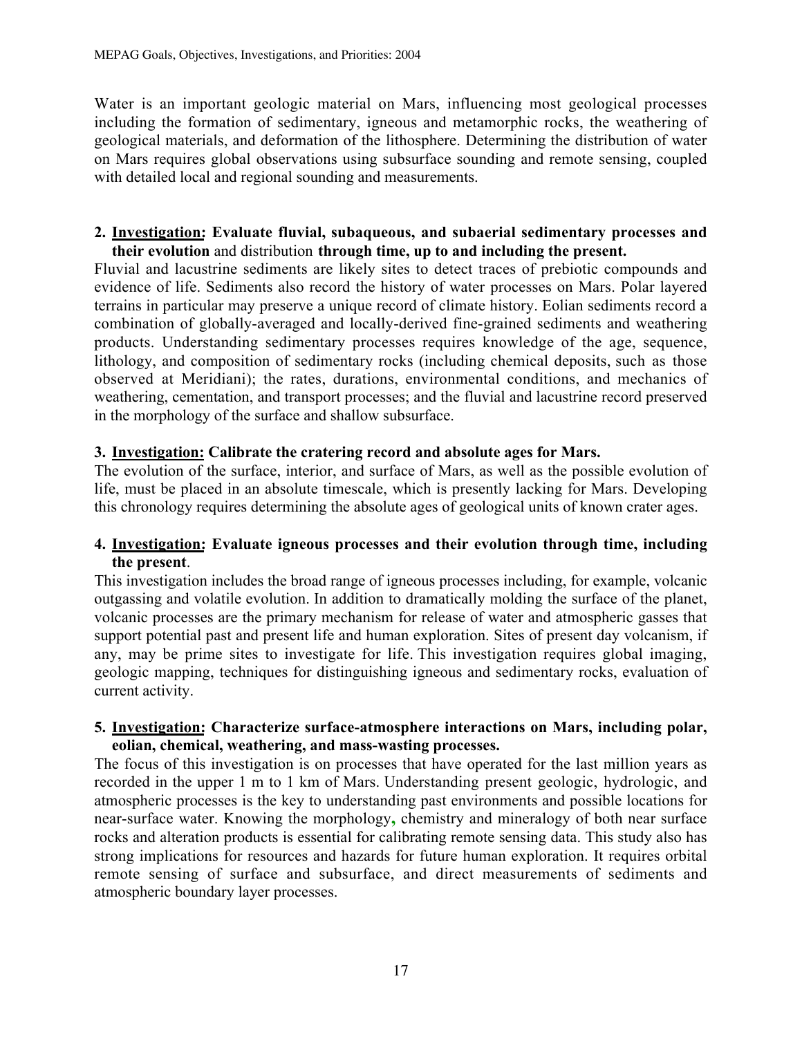Water is an important geologic material on Mars, influencing most geological processes including the formation of sedimentary, igneous and metamorphic rocks, the weathering of geological materials, and deformation of the lithosphere. Determining the distribution of water on Mars requires global observations using subsurface sounding and remote sensing, coupled with detailed local and regional sounding and measurements.

2. **Investigation: Evaluate fluvial, subaqueous, and subaerial sedimentary processes and their evolution** and distribution **through time, up to and including the present.**

Fluvial and lacustrine sediments are likely sites to detect traces of prebiotic compounds and evidence of life. Sediments also record the history of water processes on Mars. Polar layered terrains in particular may preserve a unique record of climate history. Eolian sediments record a combination of globally-averaged and locally-derived fine-grained sediments and weathering products. Understanding sedimentary processes requires knowledge of the age, sequence, lithology, and composition of sedimentary rocks (including chemical deposits, such as those observed at Meridiani); the rates, durations, environmental conditions, and mechanics of weathering, cementation, and transport processes; and the fluvial and lacustrine record preserved in the morphology of the surface and shallow subsurface.

3. **Investigation: Calibrate the cratering record and absolute ages for Mars.**

The evolution of the surface, interior, and surface of Mars, as well as the possible evolution of life, must be placed in an absolute timescale, which is presently lacking for Mars. Developing this chronology requires determining the absolute ages of geological units of known crater ages.

4. **Investigation: Evaluate igneous processes and their evolution through time, including the present**.

This investigation includes the broad range of igneous processes including, for example, volcanic outgassing and volatile evolution. In addition to dramatically molding the surface of the planet, volcanic processes are the primary mechanism for release of water and atmospheric gasses that support potential past and present life and human exploration. Sites of present day volcanism, if any, may be prime sites to investigate for life. This investigation requires global imaging, geologic mapping, techniques for distinguishing igneous and sedimentary rocks, evaluation of current activity.

5. **Investigation: Characterize surface-atmosphere interactions on Mars, including polar, eolian, chemical, weathering, and mass-wasting processes.**

The focus of this investigation is on processes that have operated for the last million years as recorded in the upper 1 m to 1 km of Mars. Understanding present geologic, hydrologic, and atmospheric processes is the key to understanding past environments and possible locations for near-surface water. Knowing the morphology, chemistry and mineralogy of both near surface rocks and alteration products is essential for calibrating remote sensing data. This study also has strong implications for resources and hazards for future human exploration. It requires orbital remote sensing of surface and subsurface, and direct measurements of sediments and atmospheric boundary layer processes.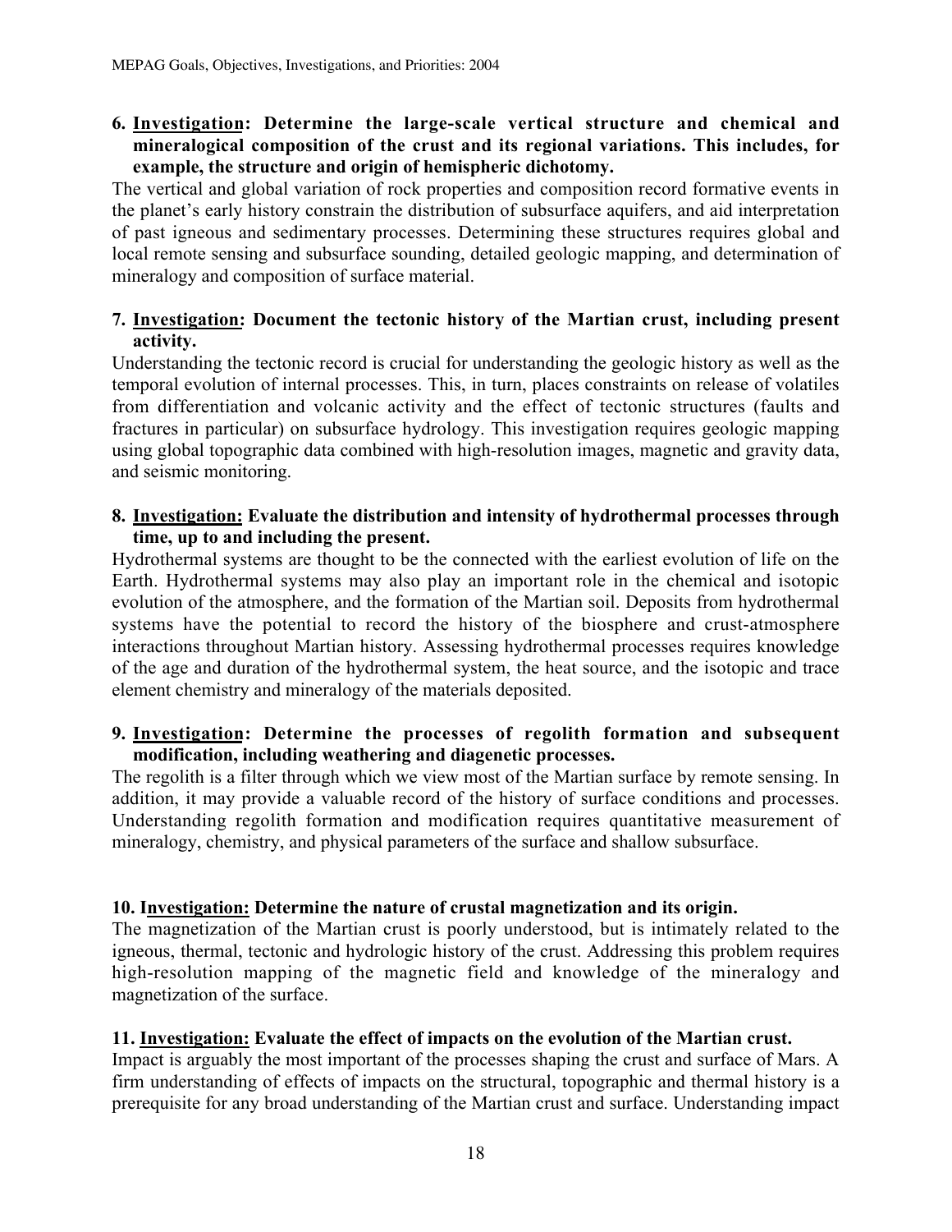**6. <u>Investigation</u>: Determine the large-scale vertical structure and chemical and mineralogical composition of the crust and its regional variations. This includes, for example, the structure and origin of hemispheric dichotomy.**

The vertical and global variation of rock properties and composition record formative events in the planet's early history constrain the distribution of subsurface aquifers, and aid interpretation of past igneous and sedimentary processes. Determining these structures requires global and local remote sensing and subsurface sounding, detailed geologic mapping, and determination of mineralogy and composition of surface material.

**7. <u>Investigation</u>: Document the tectonic history of the Martian crust, including present activity.**

Understanding the tectonic record is crucial for understanding the geologic history as well as the temporal evolution of internal processes. This, in turn, places constraints on release of volatiles from differentiation and volcanic activity and the effect of tectonic structures (faults and fractures in particular) on subsurface hydrology. This investigation requires geologic mapping using global topographic data combined with high-resolution images, magnetic and gravity data, and seismic monitoring.

**8. <u>Investigation:</u> Evaluate the distribution and intensity of hydrothermal processes through time, up to and including the present.**

Hydrothermal systems are thought to be the connected with the earliest evolution of life on the Earth. Hydrothermal systems may also play an important role in the chemical and isotopic evolution of the atmosphere, and the formation of the Martian soil. Deposits from hydrothermal systems have the potential to record the history of the biosphere and crust-atmosphere interactions throughout Martian history. Assessing hydrothermal processes requires knowledge of the age and duration of the hydrothermal system, the heat source, and the isotopic and trace element chemistry and mineralogy of the materials deposited.

**9. <u>Investigation</u>: Determine the processes of regolith formation and subsequent modification, including weathering and diagenetic processes.**

The regolith is a filter through which we view most of the Martian surface by remote sensing. In addition, it may provide a valuable record of the history of surface conditions and processes. Understanding regolith formation and modification requires quantitative measurement of mineralogy, chemistry, and physical parameters of the surface and shallow subsurface.

**10. I<u>nvestigation:</u> Determine the nature of crustal magnetization and its origin.**

The magnetization of the Martian crust is poorly understood, but is intimately related to the igneous, thermal, tectonic and hydrologic history of the crust. Addressing this problem requires high-resolution mapping of the magnetic field and knowledge of the mineralogy and magnetization of the surface.

**11. <u>Investigation:</u> Evaluate the effect of impacts on the evolution of the Martian crust.**

Impact is arguably the most important of the processes shaping the crust and surface of Mars. A firm understanding of effects of impacts on the structural, topographic and thermal history is a prerequisite for any broad understanding of the Martian crust and surface. Understanding impact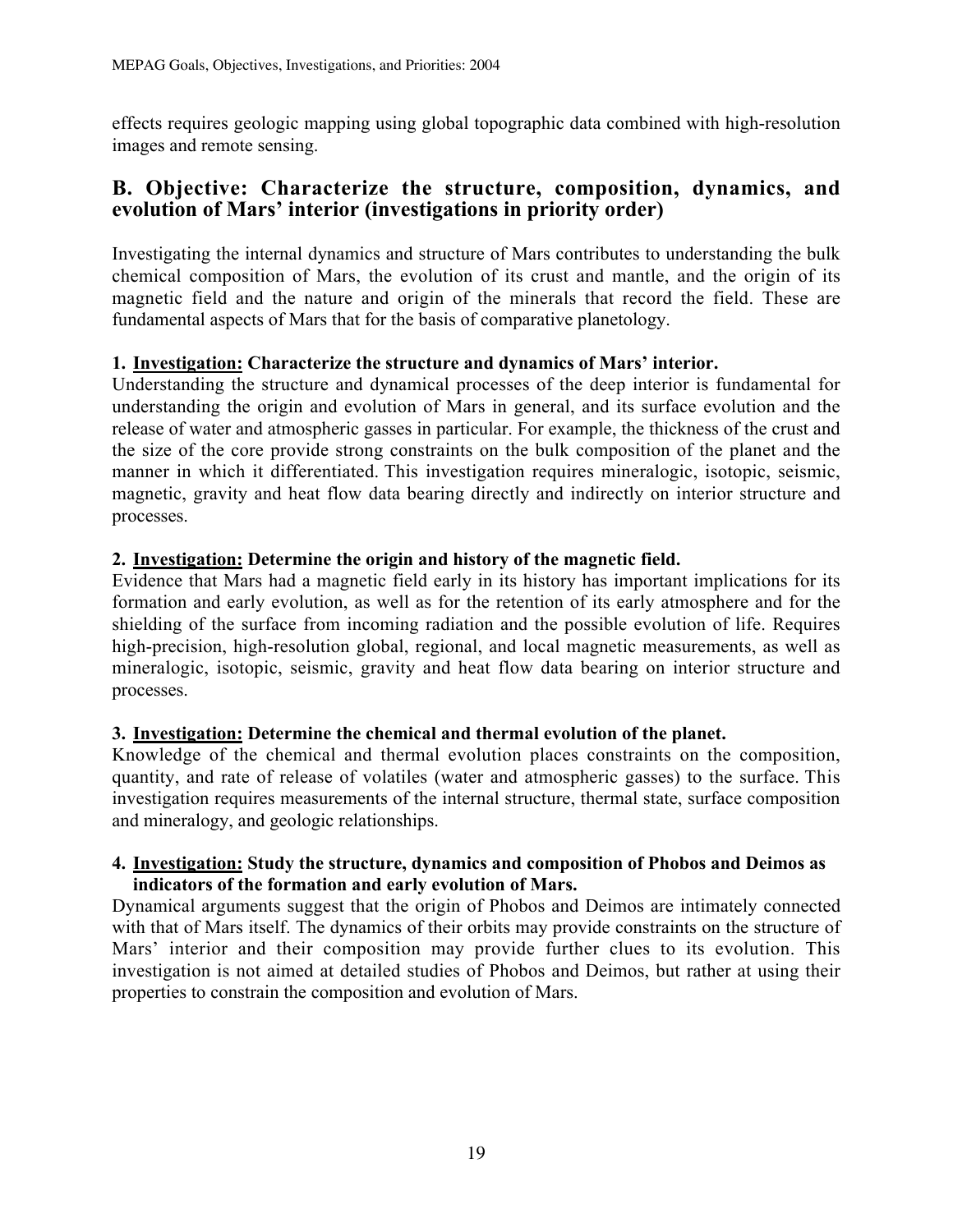effects requires geologic mapping using global topographic data combined with high-resolution images and remote sensing.

## B. Objective: Characterize the structure, composition, dynamics, and evolution of Mars' interior (investigations in priority order)

Investigating the internal dynamics and structure of Mars contributes to understanding the bulk chemical composition of Mars, the evolution of its crust and mantle, and the origin of its magnetic field and the nature and origin of the minerals that record the field. These are fundamental aspects of Mars that for the basis of comparative planetology.

### 1. <u>Investigation:</u> Characterize the structure and dynamics of Mars' interior.

Understanding the structure and dynamical processes of the deep interior is fundamental for understanding the origin and evolution of Mars in general, and its surface evolution and the release of water and atmospheric gasses in particular. For example, the thickness of the crust and the size of the core provide strong constraints on the bulk composition of the planet and the manner in which it differentiated. This investigation requires mineralogic, isotopic, seismic, magnetic, gravity and heat flow data bearing directly and indirectly on interior structure and processes.

### 2. <u>Investigation:</u> Determine the origin and history of the magnetic field.

Evidence that Mars had a magnetic field early in its history has important implications for its formation and early evolution, as well as for the retention of its early atmosphere and for the shielding of the surface from incoming radiation and the possible evolution of life. Requires high-precision, high-resolution global, regional, and local magnetic measurements, as well as mineralogic, isotopic, seismic, gravity and heat flow data bearing on interior structure and processes.

### 3. <u>Investigation:</u> Determine the chemical and thermal evolution of the planet.

Knowledge of the chemical and thermal evolution places constraints on the composition, quantity, and rate of release of volatiles (water and atmospheric gasses) to the surface. This investigation requires measurements of the internal structure, thermal state, surface composition and mineralogy, and geologic relationships.

### 4. <u>Investigation:</u> Study the structure, dynamics and composition of Phobos and Deimos as indicators of the formation and early evolution of Mars.

Dynamical arguments suggest that the origin of Phobos and Deimos are intimately connected with that of Mars itself. The dynamics of their orbits may provide constraints on the structure of Mars' interior and their composition may provide further clues to its evolution. This investigation is not aimed at detailed studies of Phobos and Deimos, but rather at using their properties to constrain the composition and evolution of Mars.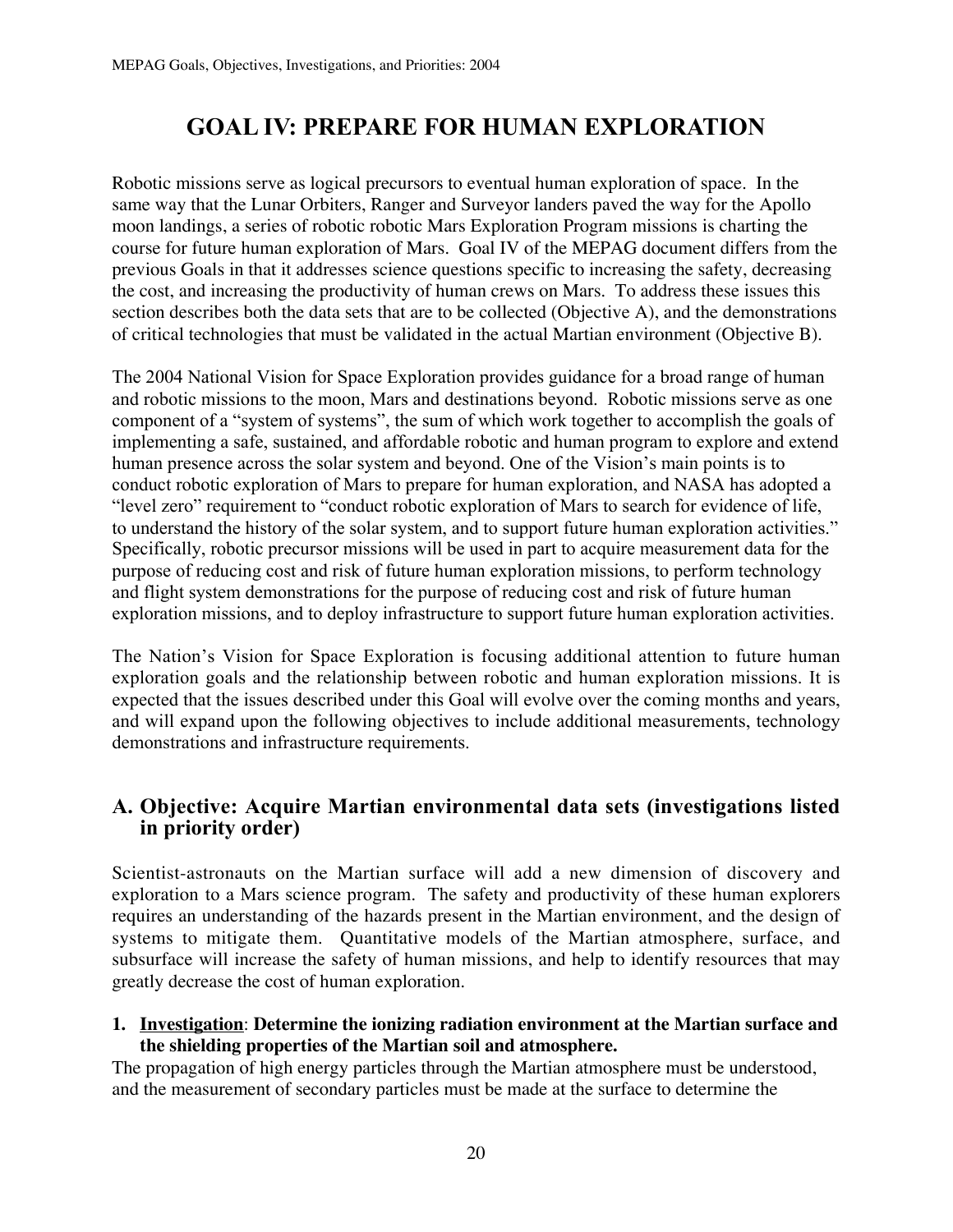# GOAL IV: PREPARE FOR HUMAN EXPLORATION

Robotic missions serve as logical precursors to eventual human exploration of space. In the same way that the Lunar Orbiters, Ranger and Surveyor landers paved the way for the Apollo moon landings, a series of robotic robotic Mars Exploration Program missions is charting the course for future human exploration of Mars. Goal IV of the MEPAG document differs from the previous Goals in that it addresses science questions specific to increasing the safety, decreasing the cost, and increasing the productivity of human crews on Mars. To address these issues this section describes both the data sets that are to be collected (Objective A), and the demonstrations of critical technologies that must be validated in the actual Martian environment (Objective B).

The 2004 National Vision for Space Exploration provides guidance for a broad range of human and robotic missions to the moon, Mars and destinations beyond. Robotic missions serve as one component of a "system of systems", the sum of which work together to accomplish the goals of implementing a safe, sustained, and affordable robotic and human program to explore and extend human presence across the solar system and beyond. One of the Vision's main points is to conduct robotic exploration of Mars to prepare for human exploration, and NASA has adopted a "level zero" requirement to "conduct robotic exploration of Mars to search for evidence of life, to understand the history of the solar system, and to support future human exploration activities." Specifically, robotic precursor missions will be used in part to acquire measurement data for the purpose of reducing cost and risk of future human exploration missions, to perform technology and flight system demonstrations for the purpose of reducing cost and risk of future human exploration missions, and to deploy infrastructure to support future human exploration activities.

The Nation's Vision for Space Exploration is focusing additional attention to future human exploration goals and the relationship between robotic and human exploration missions. It is expected that the issues described under this Goal will evolve over the coming months and years, and will expand upon the following objectives to include additional measurements, technology demonstrations and infrastructure requirements.

## A. Objective: Acquire Martian environmental data sets (investigations listed in priority order)

Scientist-astronauts on the Martian surface will add a new dimension of discovery and exploration to a Mars science program. The safety and productivity of these human explorers requires an understanding of the hazards present in the Martian environment, and the design of systems to mitigate them. Quantitative models of the Martian atmosphere, surface, and subsurface will increase the safety of human missions, and help to identify resources that may greatly decrease the cost of human exploration.

**1. <u>Investigation</u>: Determine the ionizing radiation environment at the Martian surface and the shielding properties of the Martian soil and atmosphere.**

The propagation of high energy particles through the Martian atmosphere must be understood, and the measurement of secondary particles must be made at the surface to determine the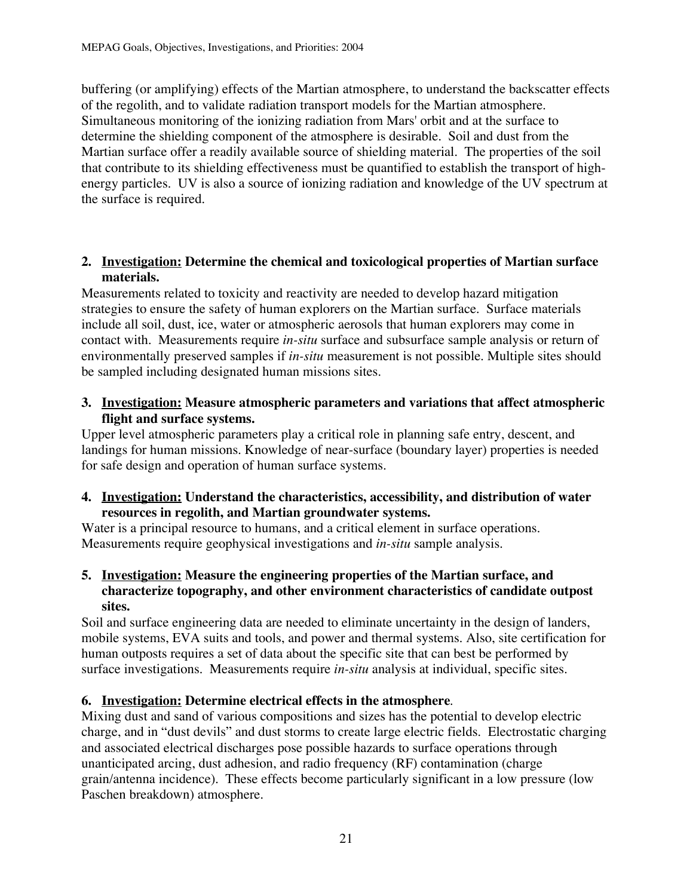buffering (or amplifying) effects of the Martian atmosphere, to understand the backscatter effects of the regolith, and to validate radiation transport models for the Martian atmosphere. Simultaneous monitoring of the ionizing radiation from Mars' orbit and at the surface to determine the shielding component of the atmosphere is desirable. Soil and dust from the Martian surface offer a readily available source of shielding material. The properties of the soil that contribute to its shielding effectiveness must be quantified to establish the transport of high-energy particles. UV is also a source of ionizing radiation and knowledge of the UV spectrum at the surface is required.

**2. Investigation: Determine the chemical and toxicological properties of Martian surface materials.**

Measurements related to toxicity and reactivity are needed to develop hazard mitigation strategies to ensure the safety of human explorers on the Martian surface. Surface materials include all soil, dust, ice, water or atmospheric aerosols that human explorers may come in contact with. Measurements require *in-situ* surface and subsurface sample analysis or return of environmentally preserved samples if *in-situ* measurement is not possible. Multiple sites should be sampled including designated human missions sites.

**3. Investigation: Measure atmospheric parameters and variations that affect atmospheric flight and surface systems.**

Upper level atmospheric parameters play a critical role in planning safe entry, descent, and landings for human missions. Knowledge of near-surface (boundary layer) properties is needed for safe design and operation of human surface systems.

**4. Investigation: Understand the characteristics, accessibility, and distribution of water resources in regolith, and Martian groundwater systems.**

Water is a principal resource to humans, and a critical element in surface operations. Measurements require geophysical investigations and *in-situ* sample analysis.

**5. Investigation: Measure the engineering properties of the Martian surface, and characterize topography, and other environment characteristics of candidate outpost sites.**

Soil and surface engineering data are needed to eliminate uncertainty in the design of landers, mobile systems, EVA suits and tools, and power and thermal systems. Also, site certification for human outposts requires a set of data about the specific site that can best be performed by surface investigations. Measurements require *in-situ* analysis at individual, specific sites.

**6. Investigation: Determine electrical effects in the atmosphere.**

Mixing dust and sand of various compositions and sizes has the potential to develop electric charge, and in "dust devils" and dust storms to create large electric fields. Electrostatic charging and associated electrical discharges pose possible hazards to surface operations through unanticipated arcing, dust adhesion, and radio frequency (RF) contamination (charge grain/antenna incidence). These effects become particularly significant in a low pressure (low Paschen breakdown) atmosphere.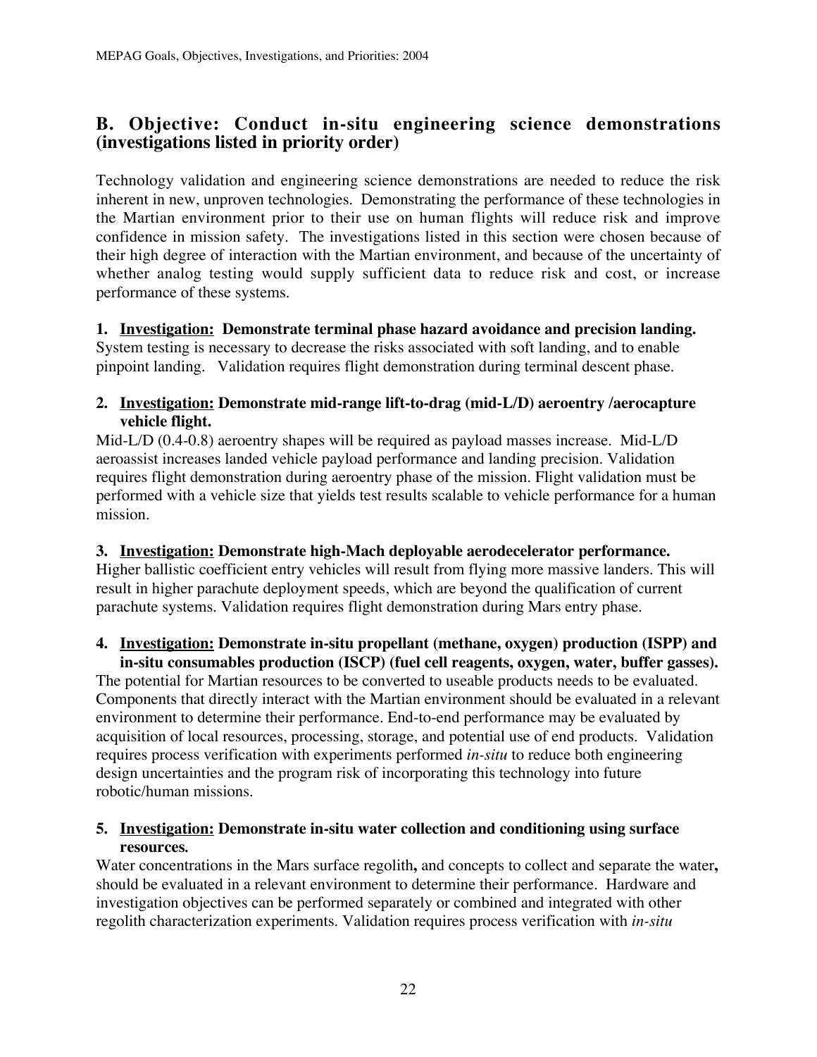## B. Objective: Conduct in-situ engineering science demonstrations (investigations listed in priority order)

Technology validation and engineering science demonstrations are needed to reduce the risk inherent in new, unproven technologies. Demonstrating the performance of these technologies in the Martian environment prior to their use on human flights will reduce risk and improve confidence in mission safety. The investigations listed in this section were chosen because of their high degree of interaction with the Martian environment, and because of the uncertainty of whether analog testing would supply sufficient data to reduce risk and cost, or increase performance of these systems.

**1. <u>Investigation:</u> Demonstrate terminal phase hazard avoidance and precision landing.**
System testing is necessary to decrease the risks associated with soft landing, and to enable pinpoint landing. Validation requires flight demonstration during terminal descent phase.

**2. <u>Investigation:</u> Demonstrate mid-range lift-to-drag (mid-L/D) aeroentry /aerocapture vehicle flight.**
Mid-L/D (0.4-0.8) aeroentry shapes will be required as payload masses increase. Mid-L/D aeroassist increases landed vehicle payload performance and landing precision. Validation requires flight demonstration during aeroentry phase of the mission. Flight validation must be performed with a vehicle size that yields test results scalable to vehicle performance for a human mission.

**3. <u>Investigation:</u> Demonstrate high-Mach deployable aerodecelerator performance.**
Higher ballistic coefficient entry vehicles will result from flying more massive landers. This will result in higher parachute deployment speeds, which are beyond the qualification of current parachute systems. Validation requires flight demonstration during Mars entry phase.

**4. <u>Investigation:</u> Demonstrate in-situ propellant (methane, oxygen) production (ISPP) and in-situ consumables production (ISCP) (fuel cell reagents, oxygen, water, buffer gasses).**
The potential for Martian resources to be converted to useable products needs to be evaluated. Components that directly interact with the Martian environment should be evaluated in a relevant environment to determine their performance. End-to-end performance may be evaluated by acquisition of local resources, processing, storage, and potential use of end products. Validation requires process verification with experiments performed *in-situ* to reduce both engineering design uncertainties and the program risk of incorporating this technology into future robotic/human missions.

**5. <u>Investigation:</u> Demonstrate in-situ water collection and conditioning using surface resources.**
Water concentrations in the Mars surface regolith**,** and concepts to collect and separate the water**,** should be evaluated in a relevant environment to determine their performance. Hardware and investigation objectives can be performed separately or combined and integrated with other regolith characterization experiments. Validation requires process verification with *in-situ*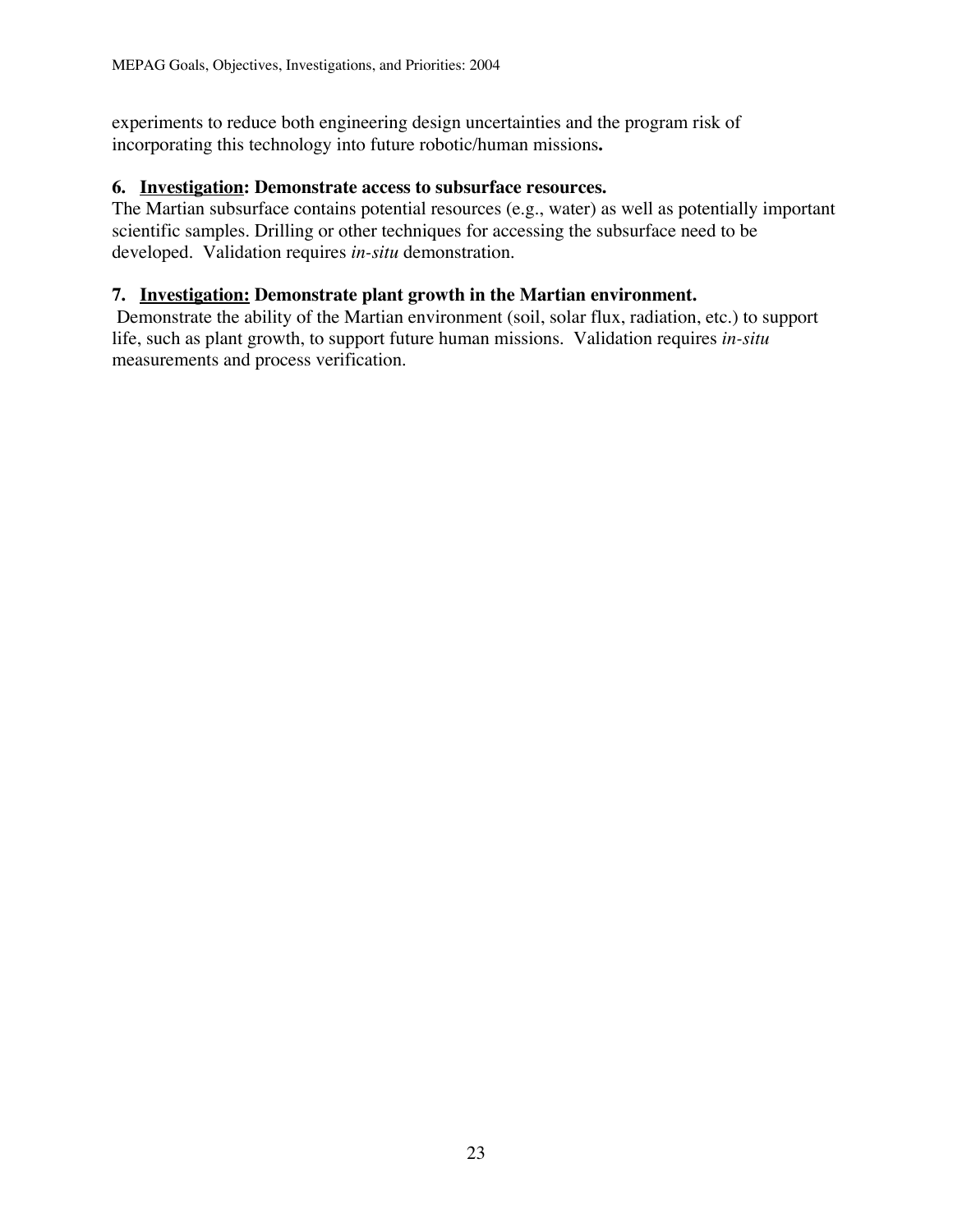experiments to reduce both engineering design uncertainties and the program risk of incorporating this technology into future robotic/human missions**.**

**6. <u>Investigation</u>: Demonstrate access to subsurface resources.**

The Martian subsurface contains potential resources (e.g., water) as well as potentially important scientific samples. Drilling or other techniques for accessing the subsurface need to be developed. Validation requires *in-situ* demonstration.

**7. <u>Investigation:</u> Demonstrate plant growth in the Martian environment.**

Demonstrate the ability of the Martian environment (soil, solar flux, radiation, etc.) to support life, such as plant growth, to support future human missions. Validation requires *in-situ* measurements and process verification.